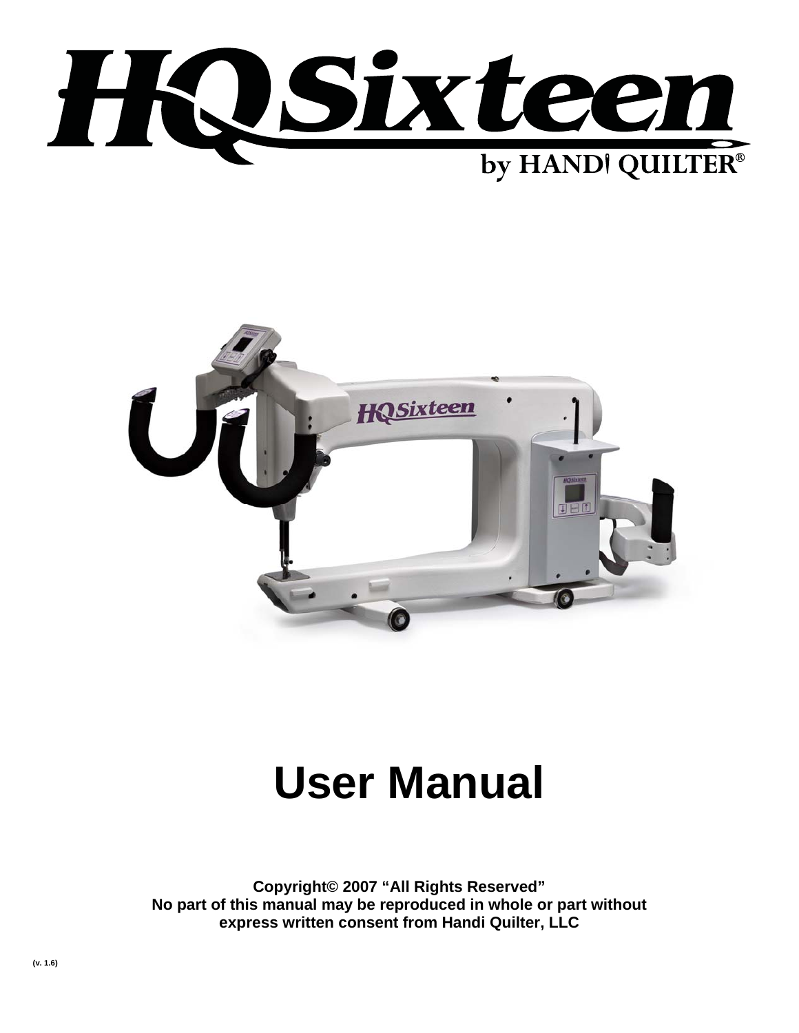# HQ Sixteen

by HANDI QUILTER®

# User Manual

**Copyright© 2007 "All Rights Reserved"**
**No part of this manual may be reproduced in whole or part without express written consent from Handi Quilter, LLC**

(v. 1.6)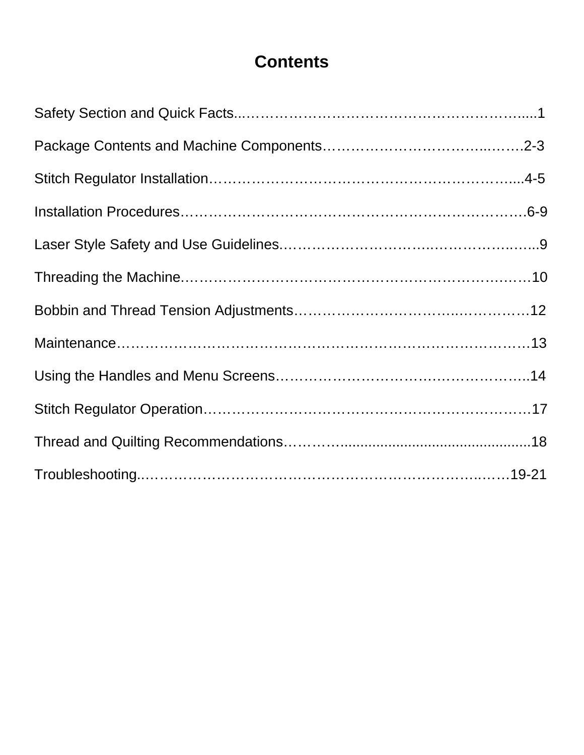# Contents

Safety Section and Quick Facts.......................................................1

Package Contents and Machine Components.................................2-3

Stitch Regulator Installation..........................................................4-5

Installation Procedures..................................................................6-9

Laser Style Safety and Use Guidelines..............................................9

Threading the Machine...................................................................10

Bobbin and Thread Tension Adjustments........................................12

Maintenance...................................................................................13

Using the Handles and Menu Screens.............................................14

Stitch Regulator Operation.............................................................17

Thread and Quilting Recommendations...........................................18

Troubleshooting..........................................................................19-21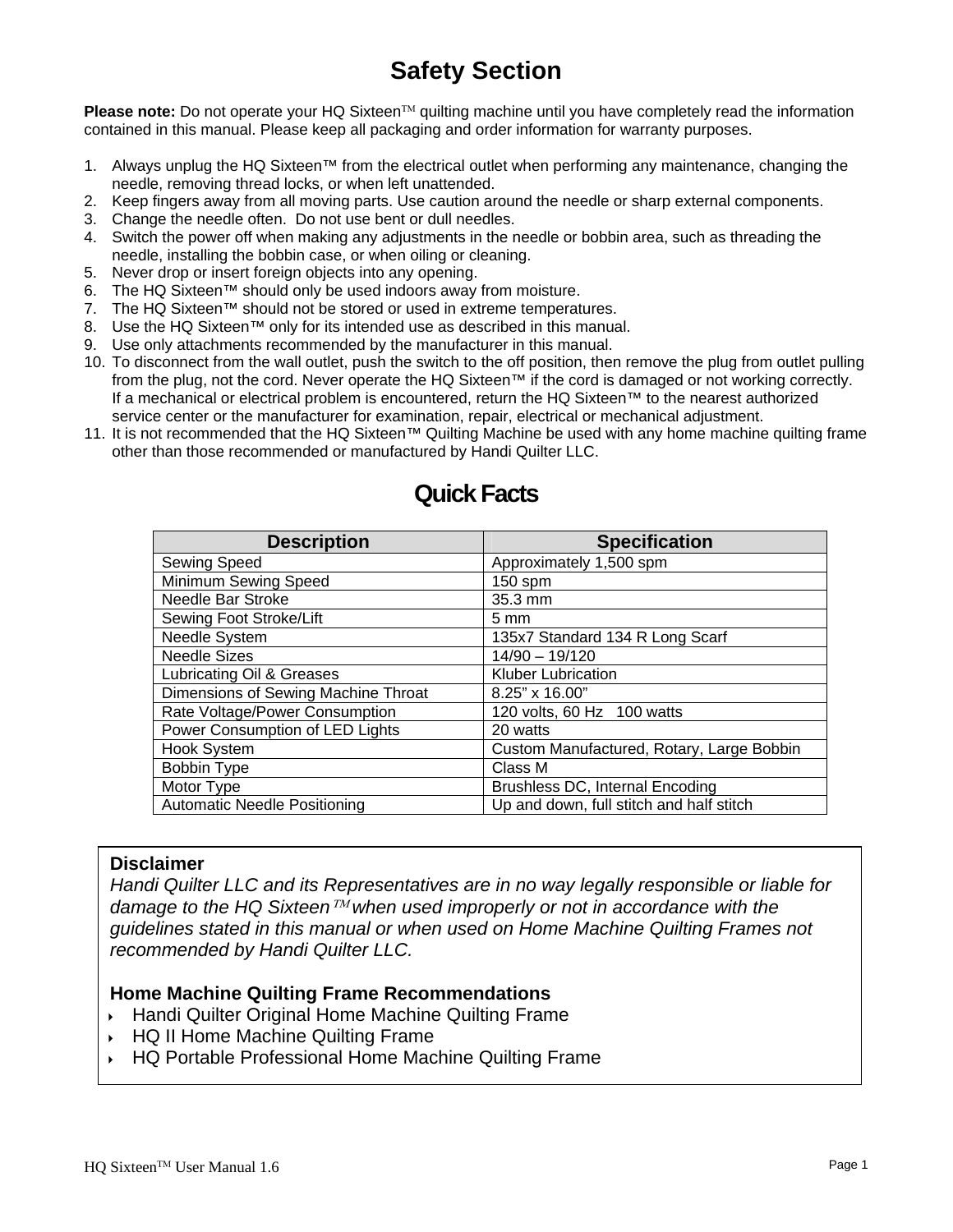# Safety Section

**Please note:** Do not operate your HQ Sixteen™ quilting machine until you have completely read the information contained in this manual. Please keep all packaging and order information for warranty purposes.

1. Always unplug the HQ Sixteen™ from the electrical outlet when performing any maintenance, changing the needle, removing thread locks, or when left unattended.
2. Keep fingers away from all moving parts. Use caution around the needle or sharp external components.
3. Change the needle often. Do not use bent or dull needles.
4. Switch the power off when making any adjustments in the needle or bobbin area, such as threading the needle, installing the bobbin case, or when oiling or cleaning.
5. Never drop or insert foreign objects into any opening.
6. The HQ Sixteen™ should only be used indoors away from moisture.
7. The HQ Sixteen™ should not be stored or used in extreme temperatures.
8. Use the HQ Sixteen™ only for its intended use as described in this manual.
9. Use only attachments recommended by the manufacturer in this manual.
10. To disconnect from the wall outlet, push the switch to the off position, then remove the plug from outlet pulling from the plug, not the cord. Never operate the HQ Sixteen™ if the cord is damaged or not working correctly. If a mechanical or electrical problem is encountered, return the HQ Sixteen™ to the nearest authorized service center or the manufacturer for examination, repair, electrical or mechanical adjustment.
11. It is not recommended that the HQ Sixteen™ Quilting Machine be used with any home machine quilting frame other than those recommended or manufactured by Handi Quilter LLC.

# Quick Facts

| Description | Specification |
|---|---|
| Sewing Speed | Approximately 1,500 spm |
| Minimum Sewing Speed | 150 spm |
| Needle Bar Stroke | 35.3 mm |
| Sewing Foot Stroke/Lift | 5 mm |
| Needle System | 135x7 Standard 134 R Long Scarf |
| Needle Sizes | 14/90 – 19/120 |
| Lubricating Oil & Greases | Kluber Lubrication |
| Dimensions of Sewing Machine Throat | 8.25" x 16.00" |
| Rate Voltage/Power Consumption | 120 volts, 60 Hz 100 watts |
| Power Consumption of LED Lights | 20 watts |
| Hook System | Custom Manufactured, Rotary, Large Bobbin |
| Bobbin Type | Class M |
| Motor Type | Brushless DC, Internal Encoding |
| Automatic Needle Positioning | Up and down, full stitch and half stitch |

**Disclaimer**

*Handi Quilter LLC and its Representatives are in no way legally responsible or liable for damage to the HQ Sixteen™ when used improperly or not in accordance with the guidelines stated in this manual or when used on Home Machine Quilting Frames not recommended by Handi Quilter LLC.*

**Home Machine Quilting Frame Recommendations**

- Handi Quilter Original Home Machine Quilting Frame
- HQ II Home Machine Quilting Frame
- HQ Portable Professional Home Machine Quilting Frame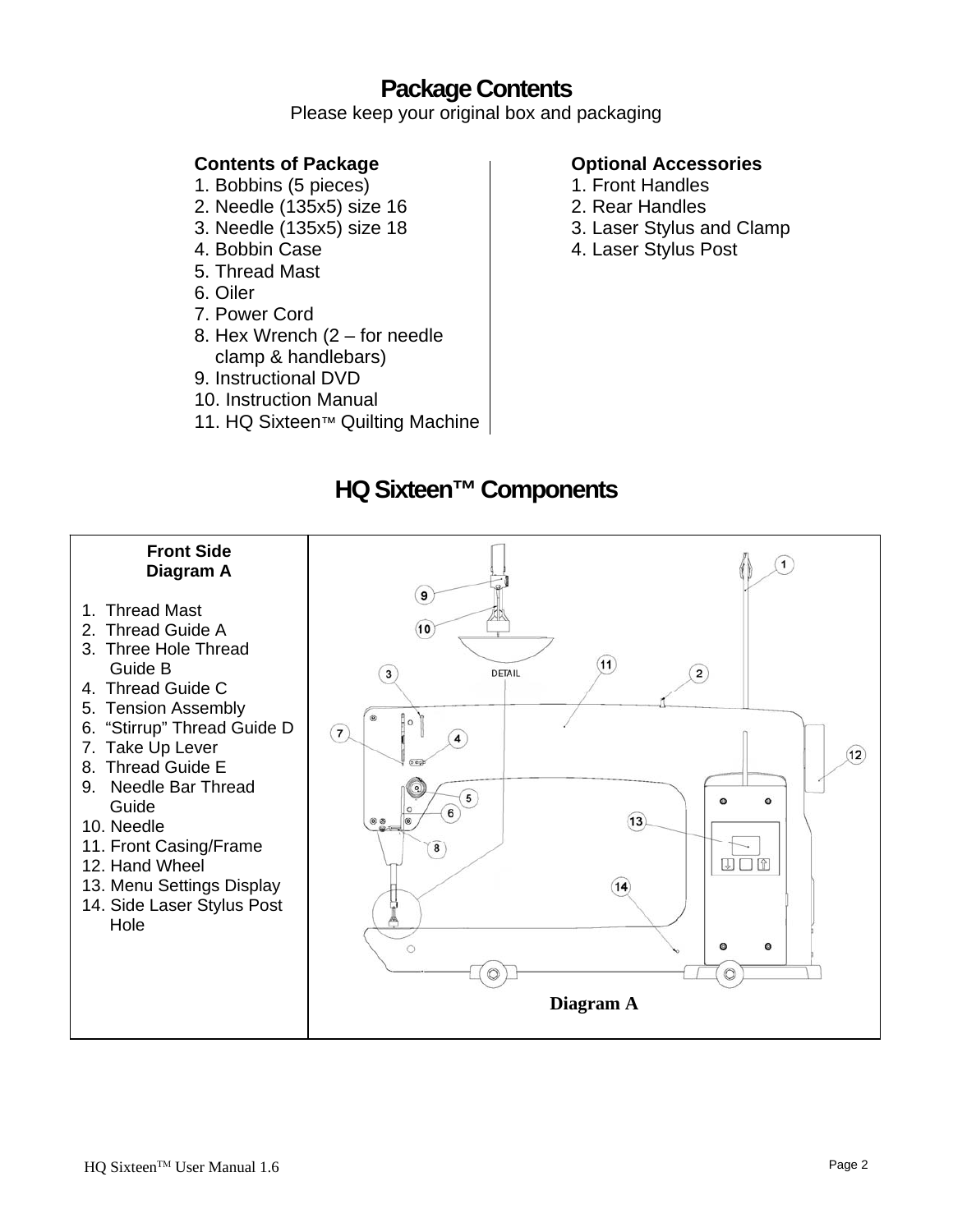# Package Contents

Please keep your original box and packaging

**Contents of Package**

1. Bobbins (5 pieces)
2. Needle (135x5) size 16
3. Needle (135x5) size 18
4. Bobbin Case
5. Thread Mast
6. Oiler
7. Power Cord
8. Hex Wrench (2 – for needle clamp & handlebars)
9. Instructional DVD
10. Instruction Manual
11. HQ Sixteen™ Quilting Machine

**Optional Accessories**

1. Front Handles
2. Rear Handles
3. Laser Stylus and Clamp
4. Laser Stylus Post

# HQ Sixteen™ Components

**Front Side**
**Diagram A**

1. Thread Mast
2. Thread Guide A
3. Three Hole Thread Guide B
4. Thread Guide C
5. Tension Assembly
6. "Stirrup" Thread Guide D
7. Take Up Lever
8. Thread Guide E
9. Needle Bar Thread Guide
10. Needle
11. Front Casing/Frame
12. Hand Wheel
13. Menu Settings Display
14. Side Laser Stylus Post Hole

DETAIL

**Diagram A**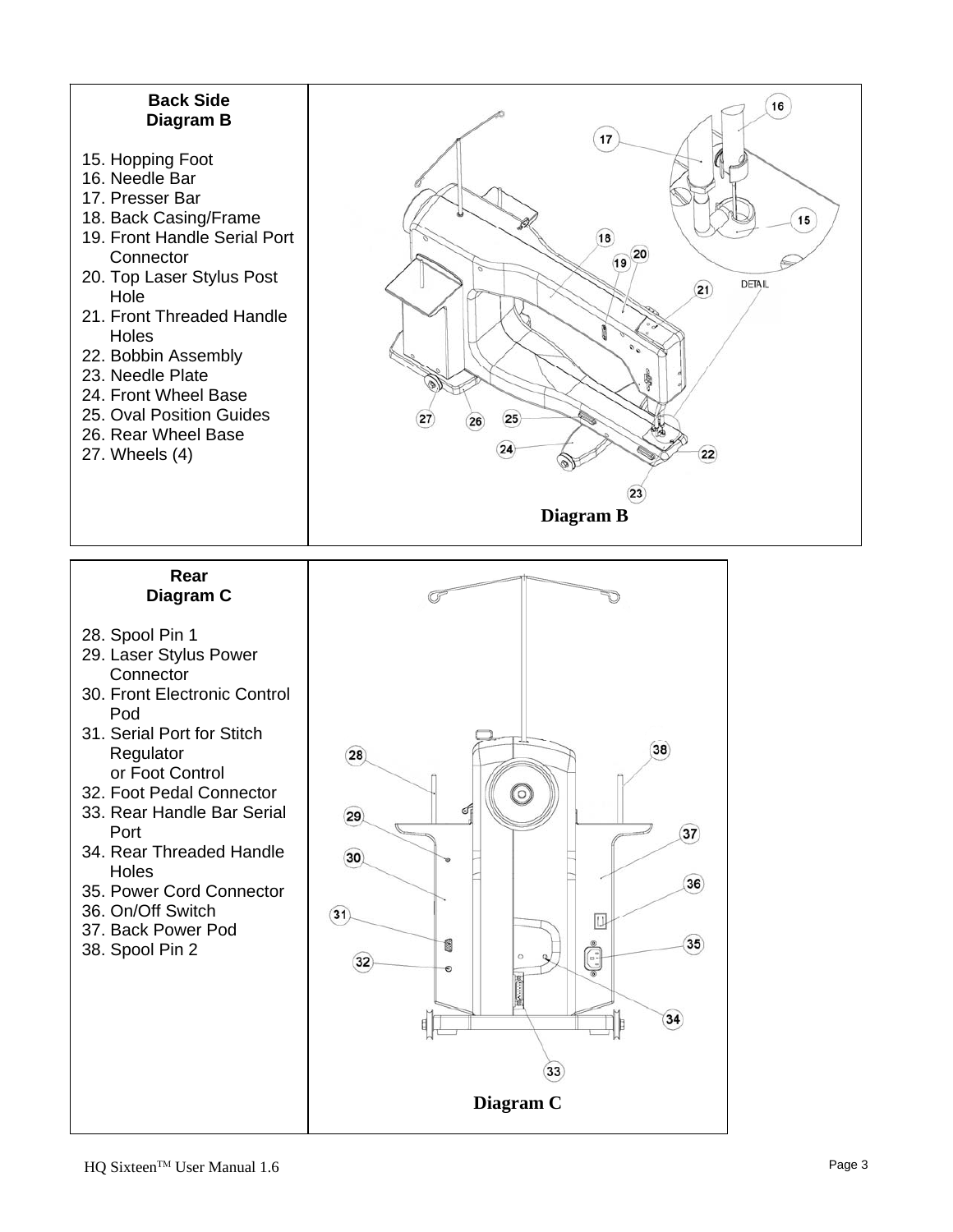**Back Side**
**Diagram B**

15. Hopping Foot
16. Needle Bar
17. Presser Bar
18. Back Casing/Frame
19. Front Handle Serial Port Connector
20. Top Laser Stylus Post Hole
21. Front Threaded Handle Holes
22. Bobbin Assembly
23. Needle Plate
24. Front Wheel Base
25. Oval Position Guides
26. Rear Wheel Base
27. Wheels (4)

**Diagram B**

**Rear**
**Diagram C**

28. Spool Pin 1
29. Laser Stylus Power Connector
30. Front Electronic Control Pod
31. Serial Port for Stitch Regulator or Foot Control
32. Foot Pedal Connector
33. Rear Handle Bar Serial Port
34. Rear Threaded Handle Holes
35. Power Cord Connector
36. On/Off Switch
37. Back Power Pod
38. Spool Pin 2

**Diagram C**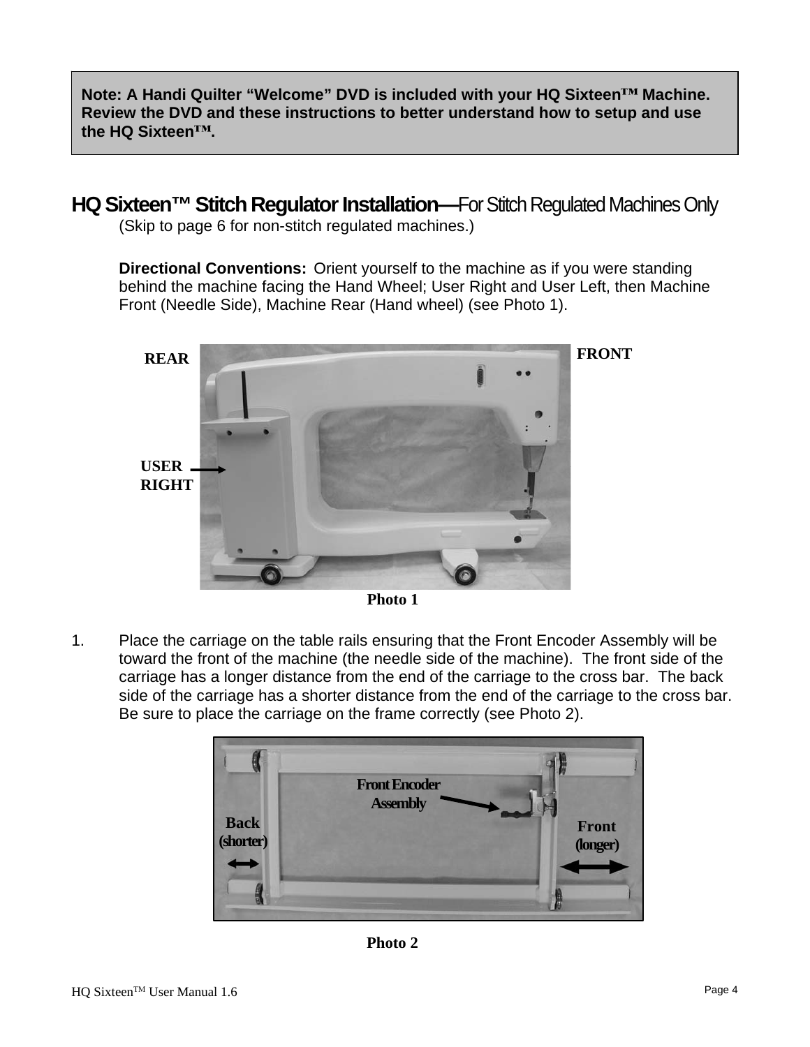> **Note: A Handi Quilter "Welcome" DVD is included with your HQ Sixteen™ Machine. Review the DVD and these instructions to better understand how to setup and use the HQ Sixteen™.**

## HQ Sixteen™ Stitch Regulator Installation—For Stitch Regulated Machines Only

(Skip to page 6 for non-stitch regulated machines.)

**Directional Conventions:** Orient yourself to the machine as if you were standing behind the machine facing the Hand Wheel; User Right and User Left, then Machine Front (Needle Side), Machine Rear (Hand wheel) (see Photo 1).

REAR

FRONT

USER RIGHT

**Photo 1**

1. Place the carriage on the table rails ensuring that the Front Encoder Assembly will be toward the front of the machine (the needle side of the machine). The front side of the carriage has a longer distance from the end of the carriage to the cross bar. The back side of the carriage has a shorter distance from the end of the carriage to the cross bar. Be sure to place the carriage on the frame correctly (see Photo 2).

Front Encoder Assembly

Back (shorter)

Front (longer)

**Photo 2**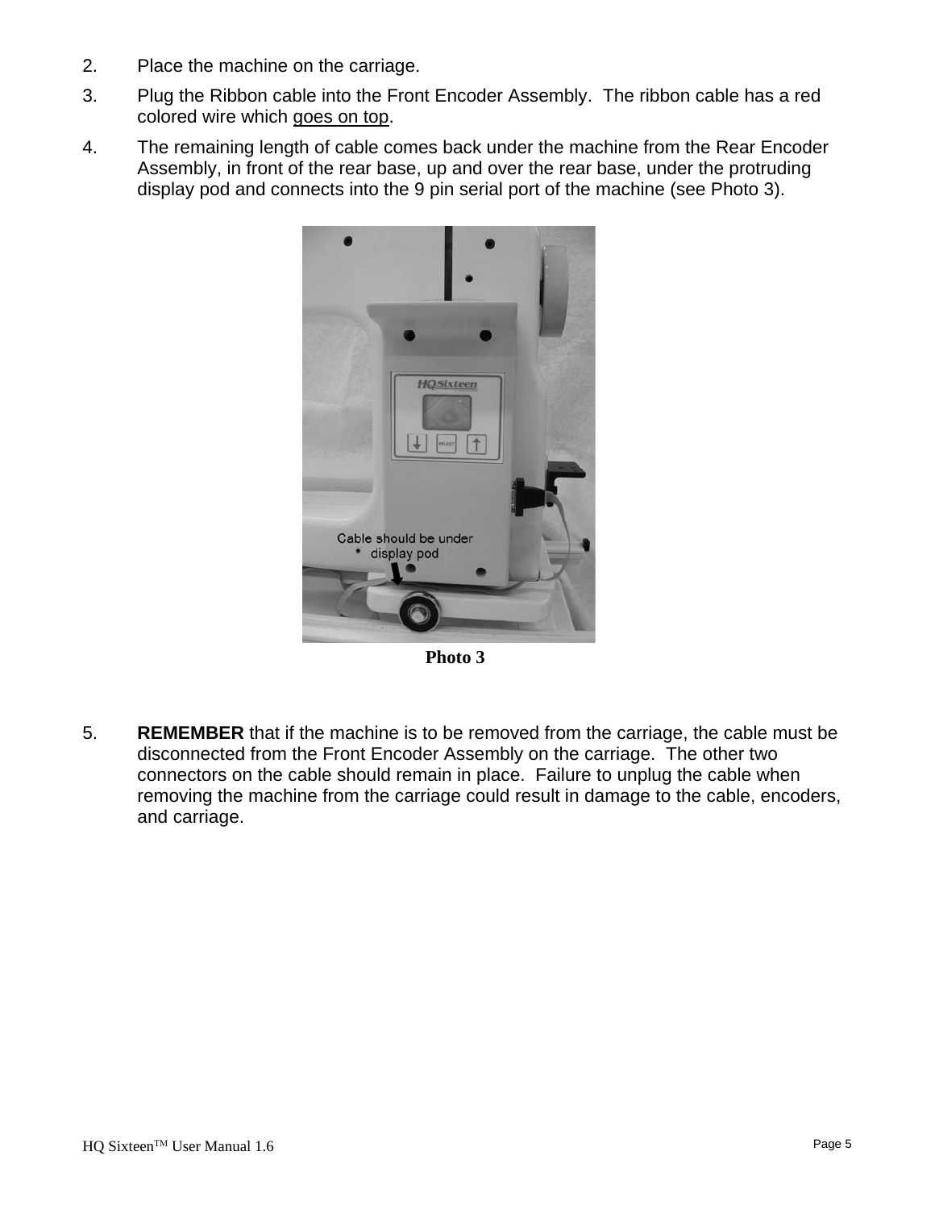2. Place the machine on the carriage.
3. Plug the Ribbon cable into the Front Encoder Assembly. The ribbon cable has a red colored wire which goes on top.
4. The remaining length of cable comes back under the machine from the Rear Encoder Assembly, in front of the rear base, up and over the rear base, under the protruding display pod and connects into the 9 pin serial port of the machine (see Photo 3).

**Photo 3**

5. **REMEMBER** that if the machine is to be removed from the carriage, the cable must be disconnected from the Front Encoder Assembly on the carriage. The other two connectors on the cable should remain in place. Failure to unplug the cable when removing the machine from the carriage could result in damage to the cable, encoders, and carriage.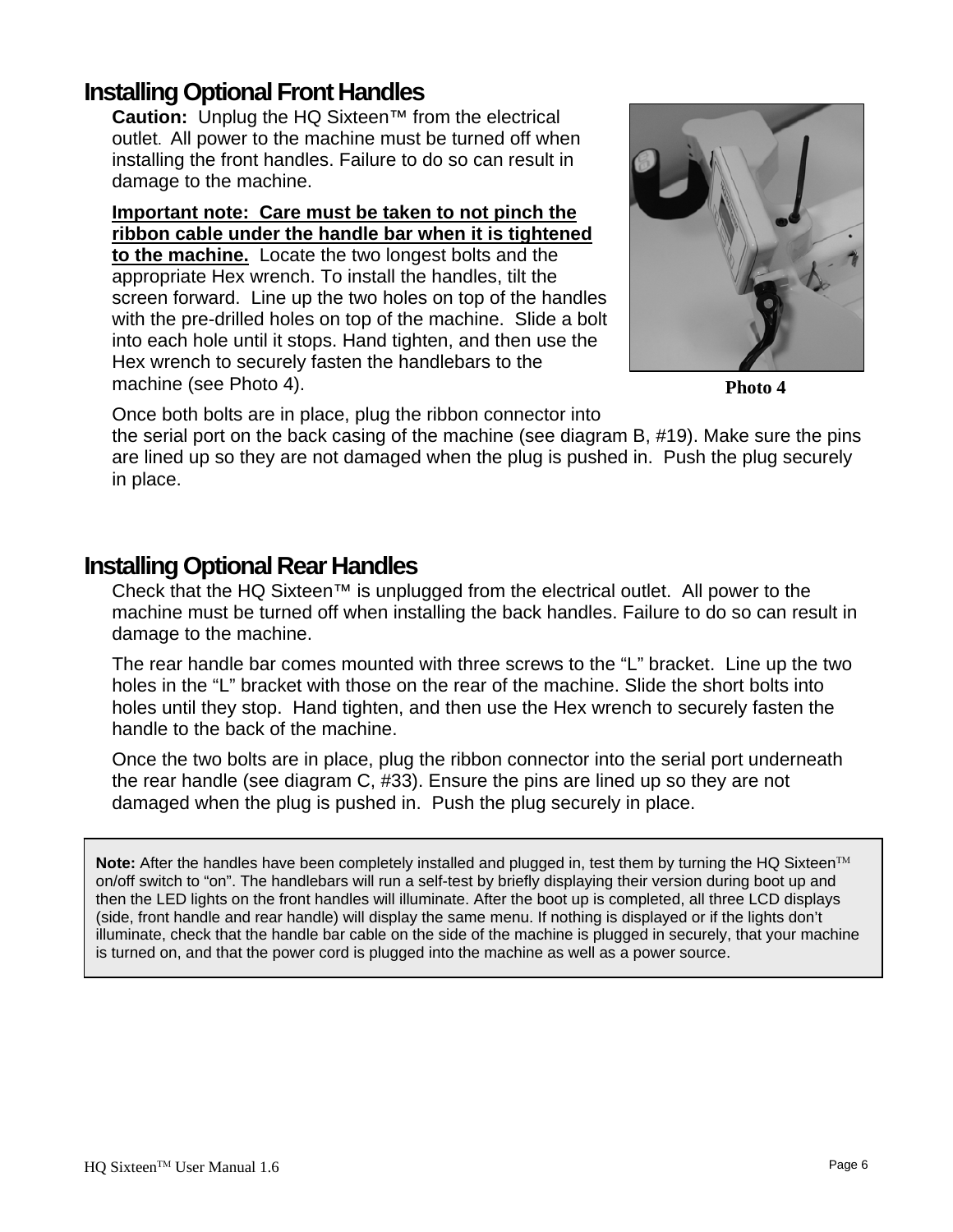## Installing Optional Front Handles

**Caution:** Unplug the HQ Sixteen™ from the electrical outlet. All power to the machine must be turned off when installing the front handles. Failure to do so can result in damage to the machine.

**Important note: Care must be taken to not pinch the ribbon cable under the handle bar when it is tightened to the machine.** Locate the two longest bolts and the appropriate Hex wrench. To install the handles, tilt the screen forward. Line up the two holes on top of the handles with the pre-drilled holes on top of the machine. Slide a bolt into each hole until it stops. Hand tighten, and then use the Hex wrench to securely fasten the handlebars to the machine (see Photo 4).

**Photo 4**

Once both bolts are in place, plug the ribbon connector into the serial port on the back casing of the machine (see diagram B, #19). Make sure the pins are lined up so they are not damaged when the plug is pushed in. Push the plug securely in place.

## Installing Optional Rear Handles

Check that the HQ Sixteen™ is unplugged from the electrical outlet. All power to the machine must be turned off when installing the back handles. Failure to do so can result in damage to the machine.

The rear handle bar comes mounted with three screws to the "L" bracket. Line up the two holes in the "L" bracket with those on the rear of the machine. Slide the short bolts into holes until they stop. Hand tighten, and then use the Hex wrench to securely fasten the handle to the back of the machine.

Once the two bolts are in place, plug the ribbon connector into the serial port underneath the rear handle (see diagram C, #33). Ensure the pins are lined up so they are not damaged when the plug is pushed in. Push the plug securely in place.

**Note:** After the handles have been completely installed and plugged in, test them by turning the HQ Sixteen™ on/off switch to "on". The handlebars will run a self-test by briefly displaying their version during boot up and then the LED lights on the front handles will illuminate. After the boot up is completed, all three LCD displays (side, front handle and rear handle) will display the same menu. If nothing is displayed or if the lights don't illuminate, check that the handle bar cable on the side of the machine is plugged in securely, that your machine is turned on, and that the power cord is plugged into the machine as well as a power source.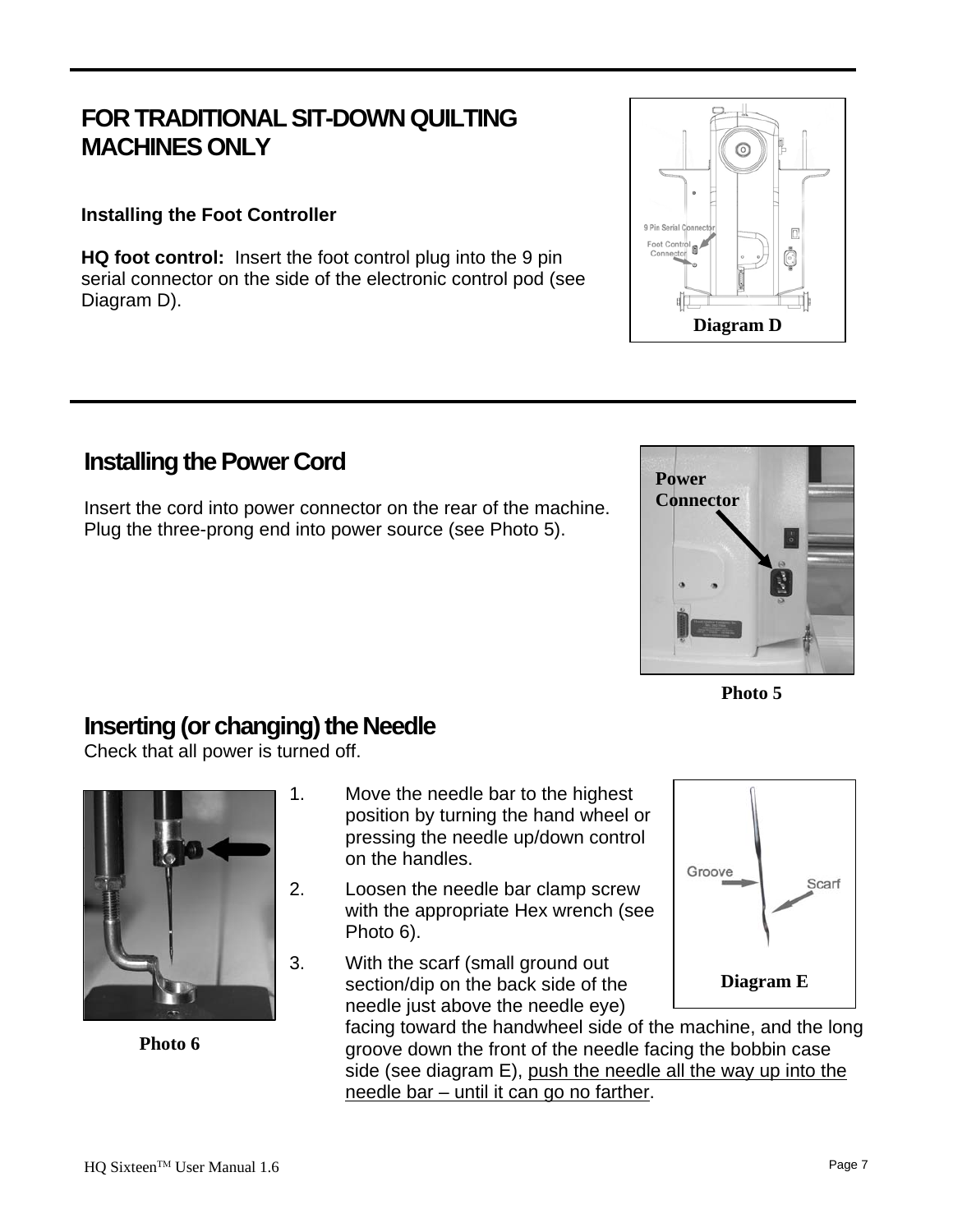## FOR TRADITIONAL SIT-DOWN QUILTING MACHINES ONLY

### Installing the Foot Controller

**HQ foot control:** Insert the foot control plug into the 9 pin serial connector on the side of the electronic control pod (see Diagram D).

Diagram D

## Installing the Power Cord

Insert the cord into power connector on the rear of the machine. Plug the three-prong end into power source (see Photo 5).

Photo 5

## Inserting (or changing) the Needle

Check that all power is turned off.

1. Move the needle bar to the highest position by turning the hand wheel or pressing the needle up/down control on the handles.
2. Loosen the needle bar clamp screw with the appropriate Hex wrench (see Photo 6).
3. With the scarf (small ground out section/dip on the back side of the needle just above the needle eye) facing toward the handwheel side of the machine, and the long groove down the front of the needle facing the bobbin case side (see diagram E), <u>push the needle all the way up into the needle bar – until it can go no farther</u>.

Photo 6

Diagram E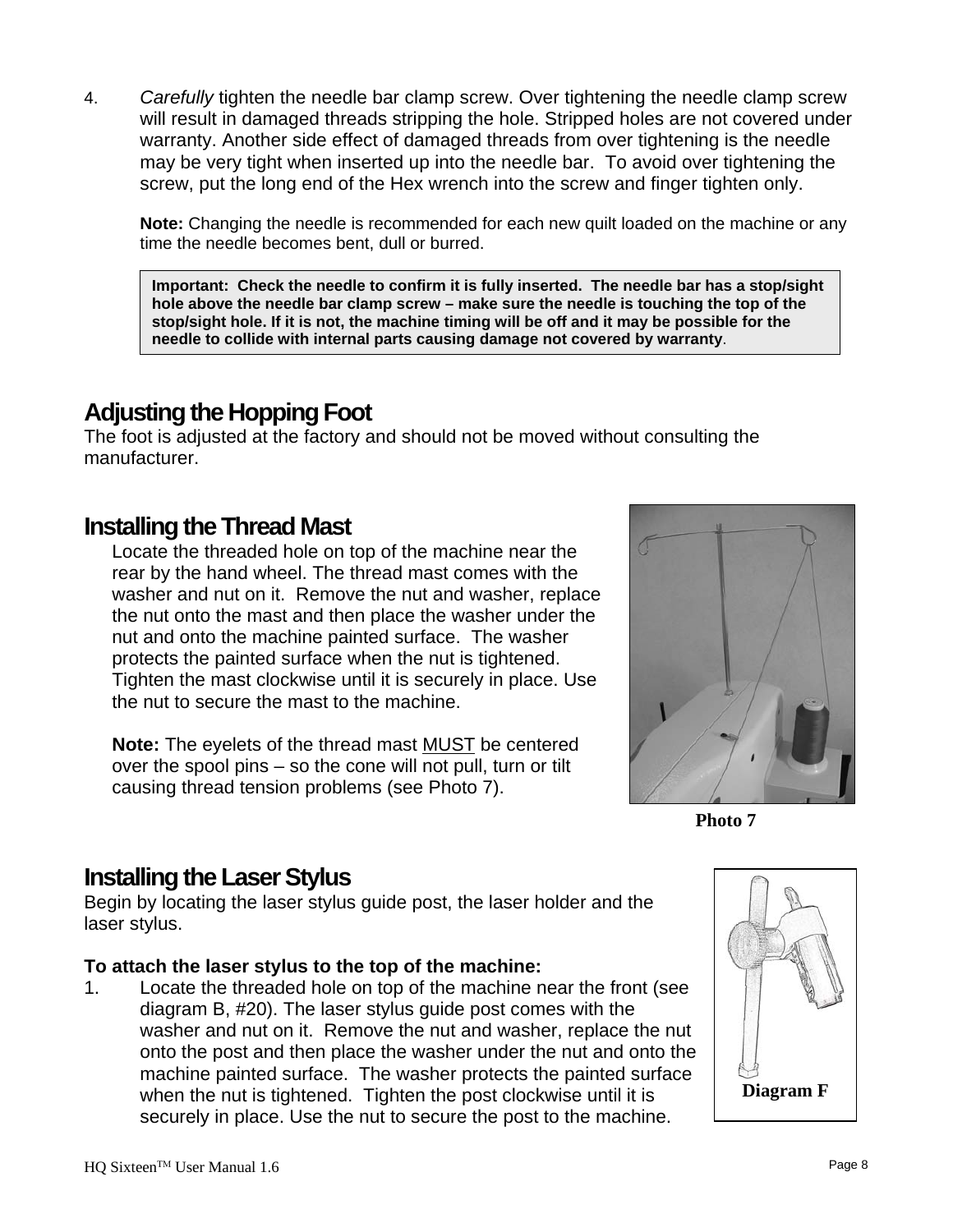4. *Carefully* tighten the needle bar clamp screw. Over tightening the needle clamp screw will result in damaged threads stripping the hole. Stripped holes are not covered under warranty. Another side effect of damaged threads from over tightening is the needle may be very tight when inserted up into the needle bar. To avoid over tightening the screw, put the long end of the Hex wrench into the screw and finger tighten only.

   **Note:** Changing the needle is recommended for each new quilt loaded on the machine or any time the needle becomes bent, dull or burred.

   **Important: Check the needle to confirm it is fully inserted. The needle bar has a stop/sight hole above the needle bar clamp screw – make sure the needle is touching the top of the stop/sight hole. If it is not, the machine timing will be off and it may be possible for the needle to collide with internal parts causing damage not covered by warranty**.

## Adjusting the Hopping Foot

The foot is adjusted at the factory and should not be moved without consulting the manufacturer.

## Installing the Thread Mast

Locate the threaded hole on top of the machine near the rear by the hand wheel. The thread mast comes with the washer and nut on it. Remove the nut and washer, replace the nut onto the mast and then place the washer under the nut and onto the machine painted surface. The washer protects the painted surface when the nut is tightened. Tighten the mast clockwise until it is securely in place. Use the nut to secure the mast to the machine.

**Note:** The eyelets of the thread mast MUST be centered over the spool pins – so the cone will not pull, turn or tilt causing thread tension problems (see Photo 7).

**Photo 7**

## Installing the Laser Stylus

Begin by locating the laser stylus guide post, the laser holder and the laser stylus.

**To attach the laser stylus to the top of the machine:**

1. Locate the threaded hole on top of the machine near the front (see diagram B, #20). The laser stylus guide post comes with the washer and nut on it. Remove the nut and washer, replace the nut onto the post and then place the washer under the nut and onto the machine painted surface. The washer protects the painted surface when the nut is tightened. Tighten the post clockwise until it is securely in place. Use the nut to secure the post to the machine.

**Diagram F**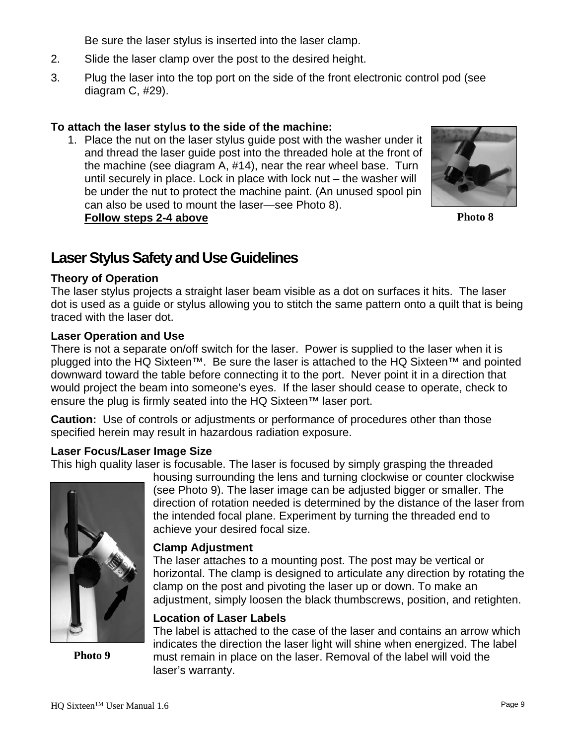Be sure the laser stylus is inserted into the laser clamp.

2. Slide the laser clamp over the post to the desired height.
3. Plug the laser into the top port on the side of the front electronic control pod (see diagram C, #29).

**To attach the laser stylus to the side of the machine:**

1. Place the nut on the laser stylus guide post with the washer under it and thread the laser guide post into the threaded hole at the front of the machine (see diagram A, #14), near the rear wheel base. Turn until securely in place. Lock in place with lock nut – the washer will be under the nut to protect the machine paint. (An unused spool pin can also be used to mount the laser—see Photo 8).
   **Follow steps 2-4 above**

Photo 8

## Laser Stylus Safety and Use Guidelines

**Theory of Operation**
The laser stylus projects a straight laser beam visible as a dot on surfaces it hits. The laser dot is used as a guide or stylus allowing you to stitch the same pattern onto a quilt that is being traced with the laser dot.

**Laser Operation and Use**
There is not a separate on/off switch for the laser. Power is supplied to the laser when it is plugged into the HQ Sixteen™. Be sure the laser is attached to the HQ Sixteen™ and pointed downward toward the table before connecting it to the port. Never point it in a direction that would project the beam into someone's eyes. If the laser should cease to operate, check to ensure the plug is firmly seated into the HQ Sixteen™ laser port.

**Caution:** Use of controls or adjustments or performance of procedures other than those specified herein may result in hazardous radiation exposure.

**Laser Focus/Laser Image Size**
This high quality laser is focusable. The laser is focused by simply grasping the threaded housing surrounding the lens and turning clockwise or counter clockwise (see Photo 9). The laser image can be adjusted bigger or smaller. The direction of rotation needed is determined by the distance of the laser from the intended focal plane. Experiment by turning the threaded end to achieve your desired focal size.

Photo 9

**Clamp Adjustment**
The laser attaches to a mounting post. The post may be vertical or horizontal. The clamp is designed to articulate any direction by rotating the clamp on the post and pivoting the laser up or down. To make an adjustment, simply loosen the black thumbscrews, position, and retighten.

**Location of Laser Labels**
The label is attached to the case of the laser and contains an arrow which indicates the direction the laser light will shine when energized. The label must remain in place on the laser. Removal of the label will void the laser's warranty.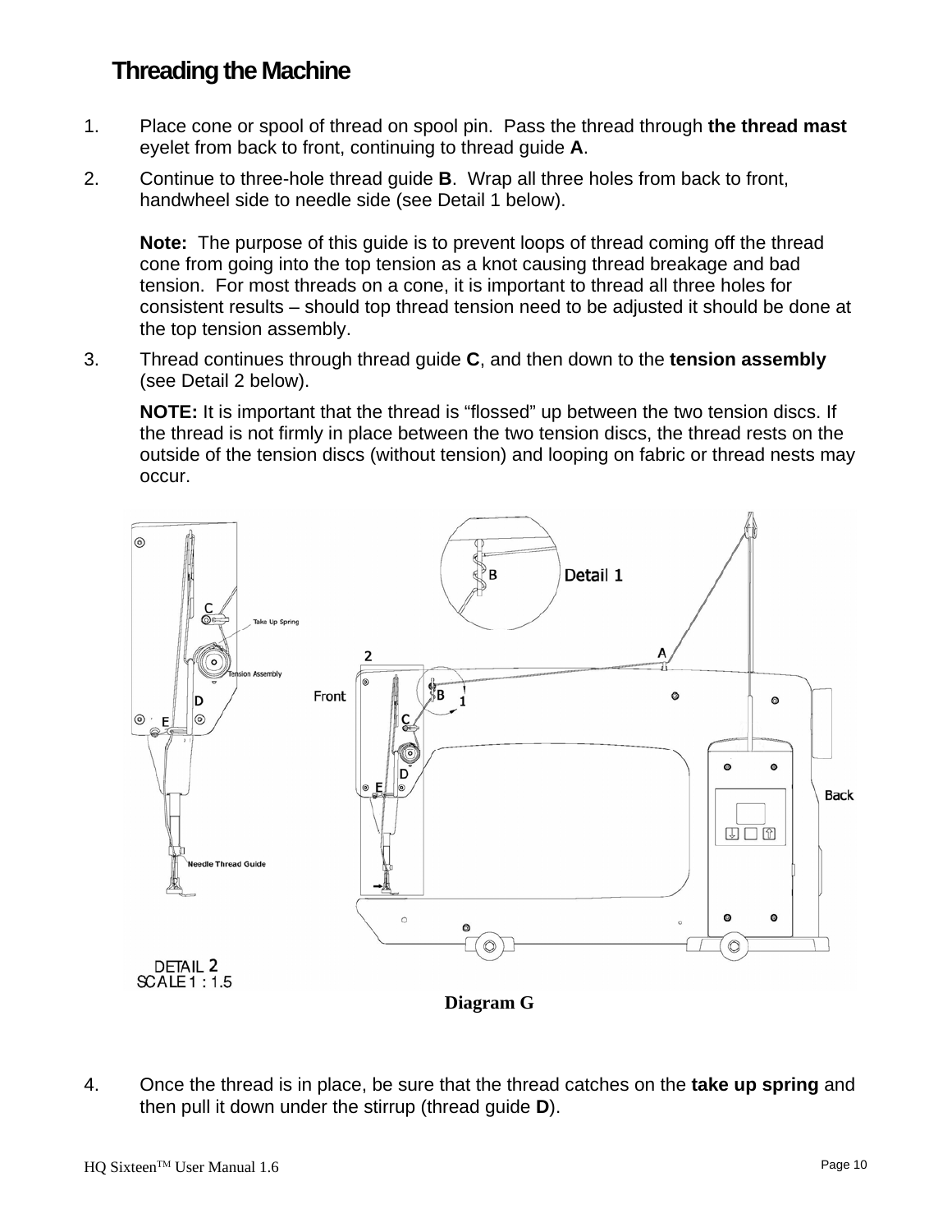# Threading the Machine

1. Place cone or spool of thread on spool pin. Pass the thread through **the thread mast** eyelet from back to front, continuing to thread guide **A**.
2. Continue to three-hole thread guide **B**. Wrap all three holes from back to front, handwheel side to needle side (see Detail 1 below).

   **Note:** The purpose of this guide is to prevent loops of thread coming off the thread cone from going into the top tension as a knot causing thread breakage and bad tension. For most threads on a cone, it is important to thread all three holes for consistent results – should top thread tension need to be adjusted it should be done at the top tension assembly.
3. Thread continues through thread guide **C**, and then down to the **tension assembly** (see Detail 2 below).

   **NOTE:** It is important that the thread is "flossed" up between the two tension discs. If the thread is not firmly in place between the two tension discs, the thread rests on the outside of the tension discs (without tension) and looping on fabric or thread nests may occur.

**Diagram G**

4. Once the thread is in place, be sure that the thread catches on the **take up spring** and then pull it down under the stirrup (thread guide **D**).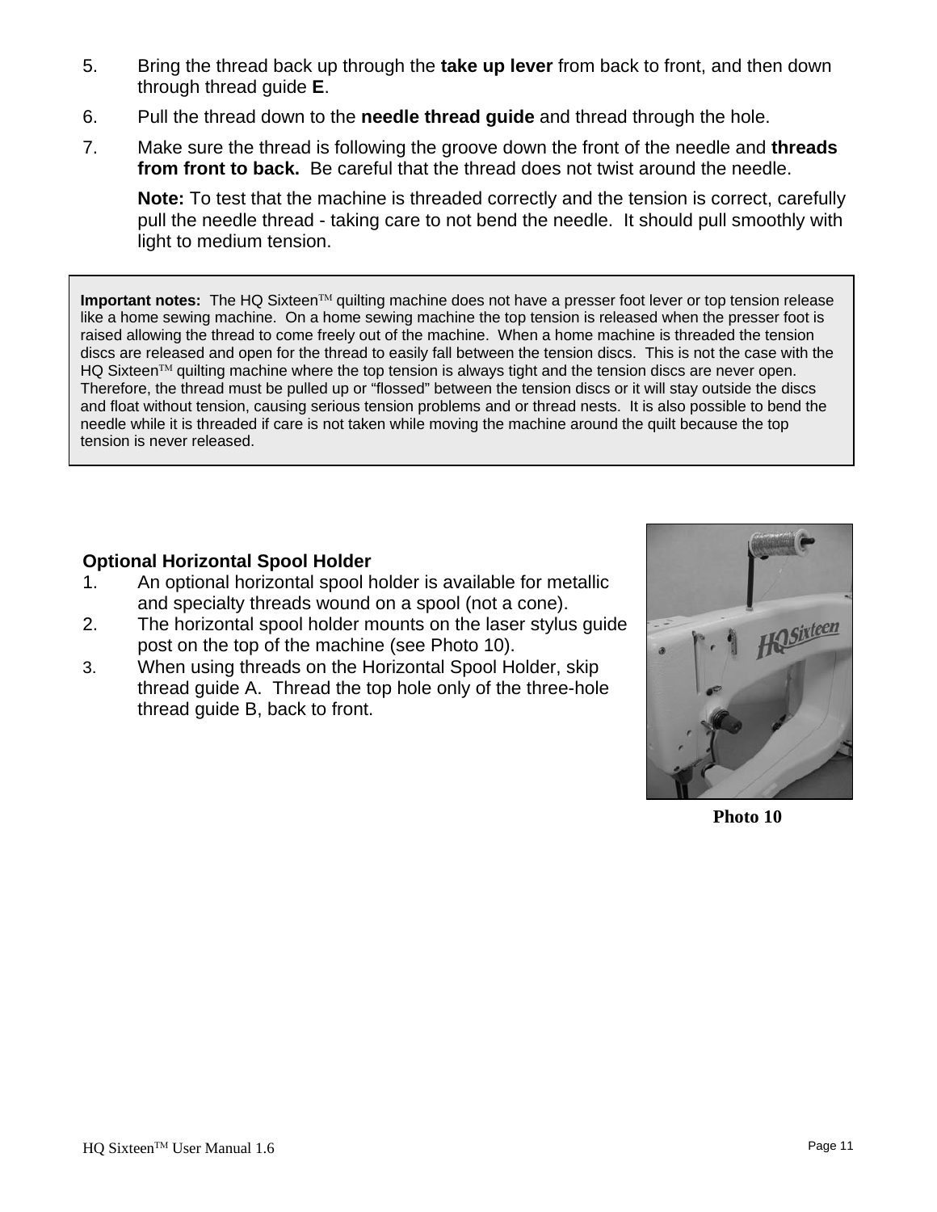5. Bring the thread back up through the **take up lever** from back to front, and then down through thread guide **E**.

6. Pull the thread down to the **needle thread guide** and thread through the hole.

7. Make sure the thread is following the groove down the front of the needle and **threads from front to back.** Be careful that the thread does not twist around the needle.

   **Note:** To test that the machine is threaded correctly and the tension is correct, carefully pull the needle thread - taking care to not bend the needle. It should pull smoothly with light to medium tension.

> **Important notes:** The HQ Sixteen™ quilting machine does not have a presser foot lever or top tension release like a home sewing machine. On a home sewing machine the top tension is released when the presser foot is raised allowing the thread to come freely out of the machine. When a home machine is threaded the tension discs are released and open for the thread to easily fall between the tension discs. This is not the case with the HQ Sixteen™ quilting machine where the top tension is always tight and the tension discs are never open. Therefore, the thread must be pulled up or "flossed" between the tension discs or it will stay outside the discs and float without tension, causing serious tension problems and or thread nests. It is also possible to bend the needle while it is threaded if care is not taken while moving the machine around the quilt because the top tension is never released.

### Optional Horizontal Spool Holder

1. An optional horizontal spool holder is available for metallic and specialty threads wound on a spool (not a cone).
2. The horizontal spool holder mounts on the laser stylus guide post on the top of the machine (see Photo 10).
3. When using threads on the Horizontal Spool Holder, skip thread guide A. Thread the top hole only of the three-hole thread guide B, back to front.

**Photo 10**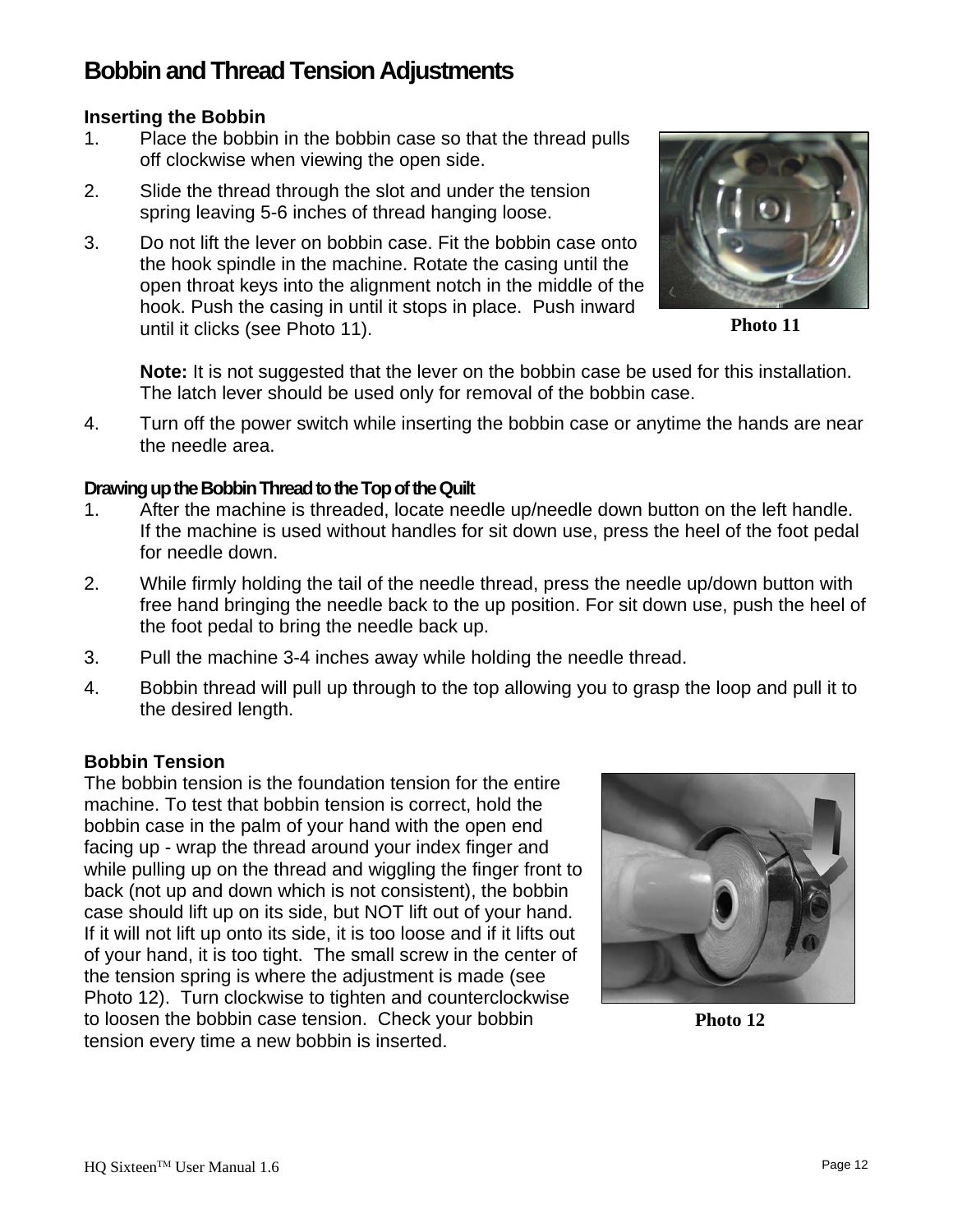# Bobbin and Thread Tension Adjustments

### Inserting the Bobbin

1. Place the bobbin in the bobbin case so that the thread pulls off clockwise when viewing the open side.
2. Slide the thread through the slot and under the tension spring leaving 5-6 inches of thread hanging loose.
3. Do not lift the lever on bobbin case. Fit the bobbin case onto the hook spindle in the machine. Rotate the casing until the open throat keys into the alignment notch in the middle of the hook. Push the casing in until it stops in place. Push inward until it clicks (see Photo 11).

   **Note:** It is not suggested that the lever on the bobbin case be used for this installation. The latch lever should be used only for removal of the bobbin case.
4. Turn off the power switch while inserting the bobbin case or anytime the hands are near the needle area.

Photo 11

### Drawing up the Bobbin Thread to the Top of the Quilt

1. After the machine is threaded, locate needle up/needle down button on the left handle. If the machine is used without handles for sit down use, press the heel of the foot pedal for needle down.
2. While firmly holding the tail of the needle thread, press the needle up/down button with free hand bringing the needle back to the up position. For sit down use, push the heel of the foot pedal to bring the needle back up.
3. Pull the machine 3-4 inches away while holding the needle thread.
4. Bobbin thread will pull up through to the top allowing you to grasp the loop and pull it to the desired length.

### Bobbin Tension

The bobbin tension is the foundation tension for the entire machine. To test that bobbin tension is correct, hold the bobbin case in the palm of your hand with the open end facing up - wrap the thread around your index finger and while pulling up on the thread and wiggling the finger front to back (not up and down which is not consistent), the bobbin case should lift up on its side, but NOT lift out of your hand. If it will not lift up onto its side, it is too loose and if it lifts out of your hand, it is too tight. The small screw in the center of the tension spring is where the adjustment is made (see Photo 12). Turn clockwise to tighten and counterclockwise to loosen the bobbin case tension. Check your bobbin tension every time a new bobbin is inserted.

Photo 12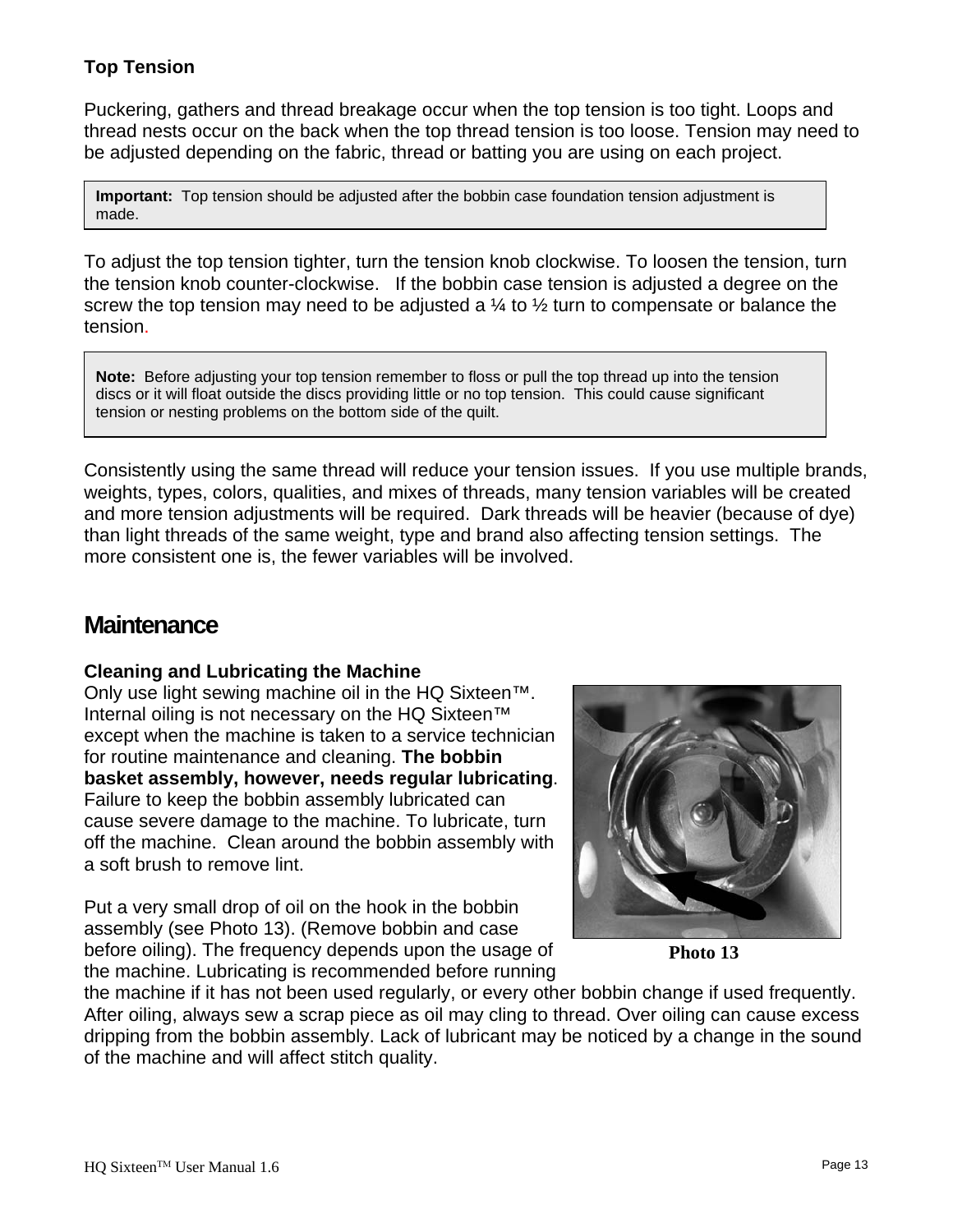### Top Tension

Puckering, gathers and thread breakage occur when the top tension is too tight. Loops and thread nests occur on the back when the top thread tension is too loose. Tension may need to be adjusted depending on the fabric, thread or batting you are using on each project.

> **Important:** Top tension should be adjusted after the bobbin case foundation tension adjustment is made.

To adjust the top tension tighter, turn the tension knob clockwise. To loosen the tension, turn the tension knob counter-clockwise. If the bobbin case tension is adjusted a degree on the screw the top tension may need to be adjusted a ¼ to ½ turn to compensate or balance the tension.

> **Note:** Before adjusting your top tension remember to floss or pull the top thread up into the tension discs or it will float outside the discs providing little or no top tension. This could cause significant tension or nesting problems on the bottom side of the quilt.

Consistently using the same thread will reduce your tension issues. If you use multiple brands, weights, types, colors, qualities, and mixes of threads, many tension variables will be created and more tension adjustments will be required. Dark threads will be heavier (because of dye) than light threads of the same weight, type and brand also affecting tension settings. The more consistent one is, the fewer variables will be involved.

## Maintenance

### Cleaning and Lubricating the Machine

Only use light sewing machine oil in the HQ Sixteen™. Internal oiling is not necessary on the HQ Sixteen™ except when the machine is taken to a service technician for routine maintenance and cleaning. **The bobbin basket assembly, however, needs regular lubricating**. Failure to keep the bobbin assembly lubricated can cause severe damage to the machine. To lubricate, turn off the machine. Clean around the bobbin assembly with a soft brush to remove lint.

Put a very small drop of oil on the hook in the bobbin assembly (see Photo 13). (Remove bobbin and case before oiling). The frequency depends upon the usage of the machine. Lubricating is recommended before running the machine if it has not been used regularly, or every other bobbin change if used frequently. After oiling, always sew a scrap piece as oil may cling to thread. Over oiling can cause excess dripping from the bobbin assembly. Lack of lubricant may be noticed by a change in the sound of the machine and will affect stitch quality.

**Photo 13**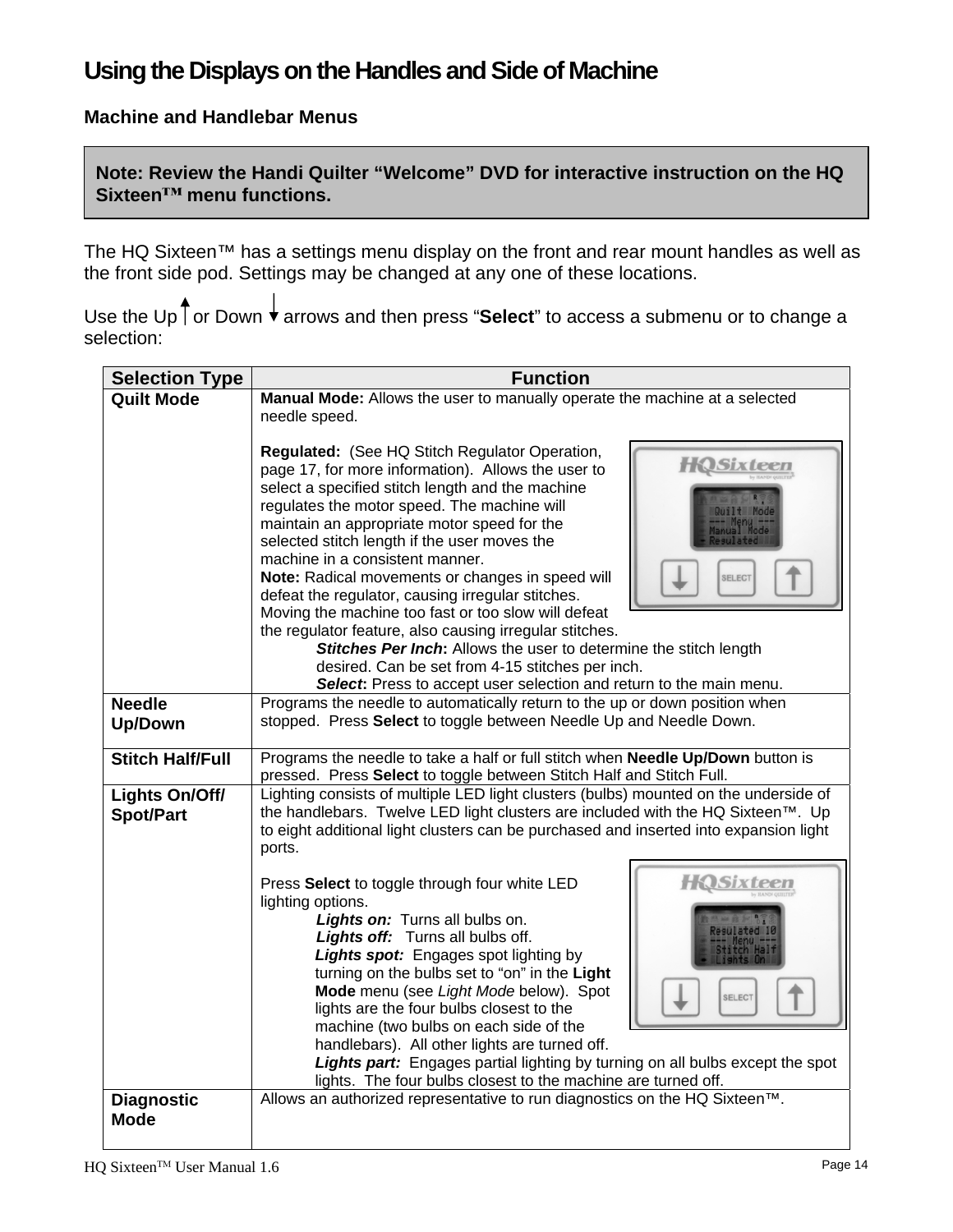# Using the Displays on the Handles and Side of Machine

## Machine and Handlebar Menus

**Note: Review the Handi Quilter "Welcome" DVD for interactive instruction on the HQ Sixteen™ menu functions.**

The HQ Sixteen™ has a settings menu display on the front and rear mount handles as well as the front side pod. Settings may be changed at any one of these locations.

Use the Up or Down arrows and then press "**Select**" to access a submenu or to change a selection:

| Selection Type | Function |
|---|---|
| **Quilt Mode** | **Manual Mode:** Allows the user to manually operate the machine at a selected needle speed.<br><br>**Regulated:** (See HQ Stitch Regulator Operation, page 17, for more information). Allows the user to select a specified stitch length and the machine regulates the motor speed. The machine will maintain an appropriate motor speed for the selected stitch length if the user moves the machine in a consistent manner.<br>**Note:** Radical movements or changes in speed will defeat the regulator, causing irregular stitches. Moving the machine too fast or too slow will defeat the regulator feature, also causing irregular stitches.<br>***Stitches Per Inch*:** Allows the user to determine the stitch length desired. Can be set from 4-15 stitches per inch.<br>***Select*:** Press to accept user selection and return to the main menu. |
| **Needle Up/Down** | Programs the needle to automatically return to the up or down position when stopped. Press **Select** to toggle between Needle Up and Needle Down. |
| **Stitch Half/Full** | Programs the needle to take a half or full stitch when **Needle Up/Down** button is pressed. Press **Select** to toggle between Stitch Half and Stitch Full. |
| **Lights On/Off/ Spot/Part** | Lighting consists of multiple LED light clusters (bulbs) mounted on the underside of the handlebars. Twelve LED light clusters are included with the HQ Sixteen™. Up to eight additional light clusters can be purchased and inserted into expansion light ports.<br><br>Press **Select** to toggle through four white LED lighting options.<br>***Lights on:*** Turns all bulbs on.<br>***Lights off:*** Turns all bulbs off.<br>***Lights spot:*** Engages spot lighting by turning on the bulbs set to "on" in the **Light Mode** menu (see *Light Mode* below). Spot lights are the four bulbs closest to the machine (two bulbs on each side of the handlebars). All other lights are turned off.<br>***Lights part:*** Engages partial lighting by turning on all bulbs except the spot lights. The four bulbs closest to the machine are turned off. |
| **Diagnostic Mode** | Allows an authorized representative to run diagnostics on the HQ Sixteen™. |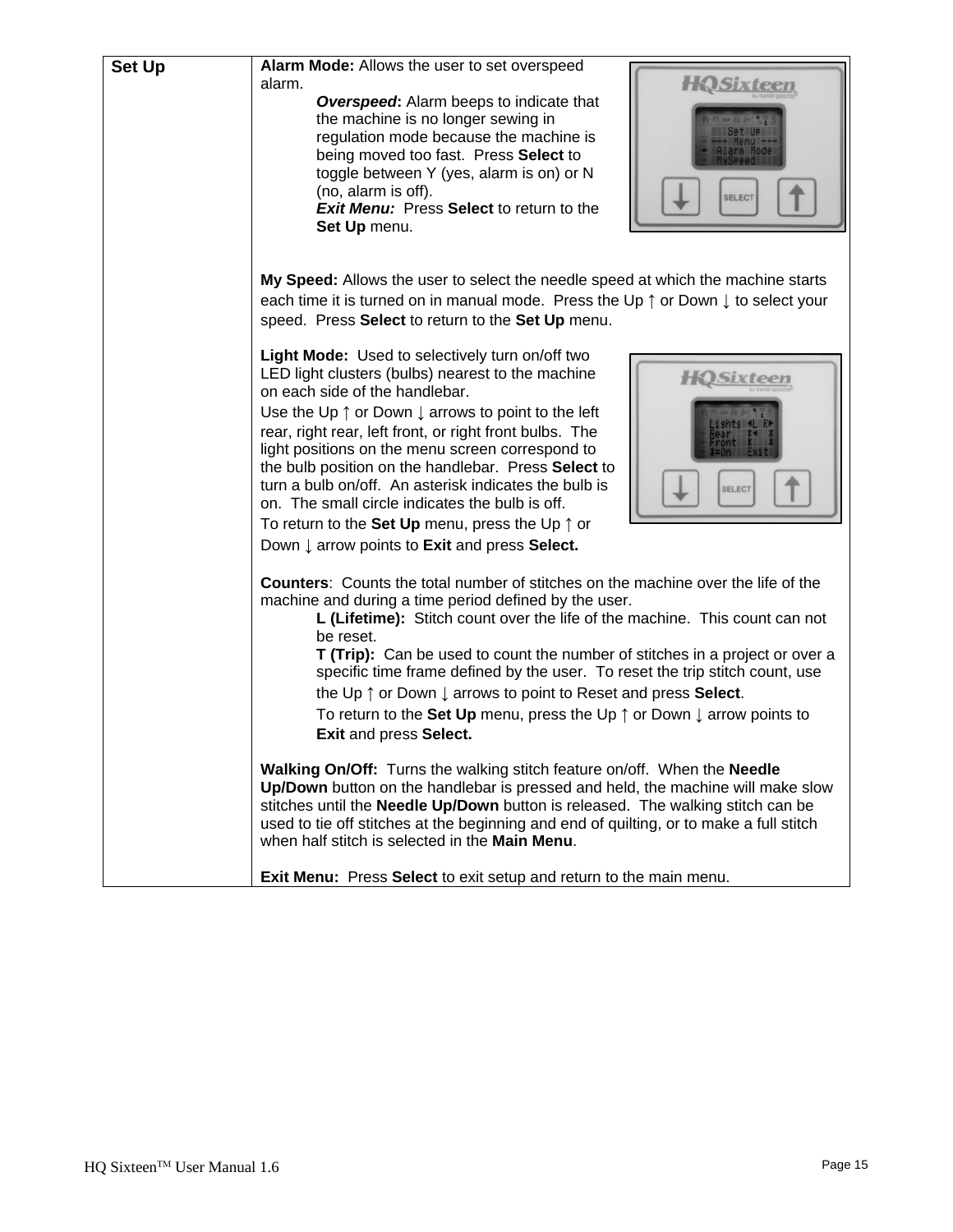| Set Up | **Alarm Mode:** Allows the user to set overspeed alarm.<br>**_Overspeed_:** Alarm beeps to indicate that the machine is no longer sewing in regulation mode because the machine is being moved too fast. Press **Select** to toggle between Y (yes, alarm is on) or N (no, alarm is off).<br>**_Exit Menu:_** Press **Select** to return to the **Set Up** menu.<br><br>**My Speed:** Allows the user to select the needle speed at which the machine starts each time it is turned on in manual mode. Press the Up ↑ or Down ↓ to select your speed. Press **Select** to return to the **Set Up** menu.<br><br>**Light Mode:** Used to selectively turn on/off two LED light clusters (bulbs) nearest to the machine on each side of the handlebar.<br>Use the Up ↑ or Down ↓ arrows to point to the left rear, right rear, left front, or right front bulbs. The light positions on the menu screen correspond to the bulb position on the handlebar. Press **Select** to turn a bulb on/off. An asterisk indicates the bulb is on. The small circle indicates the bulb is off.<br>To return to the **Set Up** menu, press the Up ↑ or Down ↓ arrow points to **Exit** and press **Select.**<br><br>**Counters**: Counts the total number of stitches on the machine over the life of the machine and during a time period defined by the user.<br>**L (Lifetime):** Stitch count over the life of the machine. This count can not be reset.<br>**T (Trip):** Can be used to count the number of stitches in a project or over a specific time frame defined by the user. To reset the trip stitch count, use the Up ↑ or Down ↓ arrows to point to Reset and press **Select**.<br>To return to the **Set Up** menu, press the Up ↑ or Down ↓ arrow points to **Exit** and press **Select.**<br><br>**Walking On/Off:** Turns the walking stitch feature on/off. When the **Needle Up/Down** button on the handlebar is pressed and held, the machine will make slow stitches until the **Needle Up/Down** button is released. The walking stitch can be used to tie off stitches at the beginning and end of quilting, or to make a full stitch when half stitch is selected in the **Main Menu**.<br><br>**Exit Menu:** Press **Select** to exit setup and return to the main menu. |
|---|---|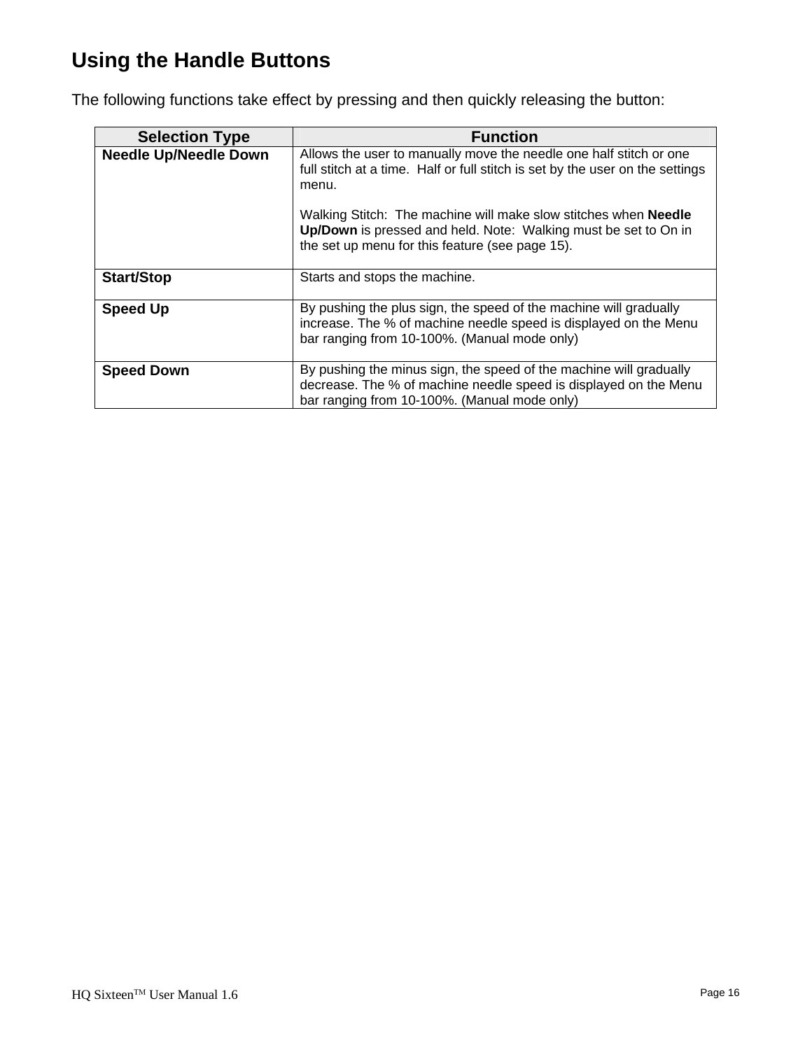# Using the Handle Buttons

The following functions take effect by pressing and then quickly releasing the button:

| Selection Type | Function |
|---|---|
| **Needle Up/Needle Down** | Allows the user to manually move the needle one half stitch or one full stitch at a time. Half or full stitch is set by the user on the settings menu.<br><br>Walking Stitch: The machine will make slow stitches when **Needle Up/Down** is pressed and held. Note: Walking must be set to On in the set up menu for this feature (see page 15). |
| **Start/Stop** | Starts and stops the machine. |
| **Speed Up** | By pushing the plus sign, the speed of the machine will gradually increase. The % of machine needle speed is displayed on the Menu bar ranging from 10-100%. (Manual mode only) |
| **Speed Down** | By pushing the minus sign, the speed of the machine will gradually decrease. The % of machine needle speed is displayed on the Menu bar ranging from 10-100%. (Manual mode only) |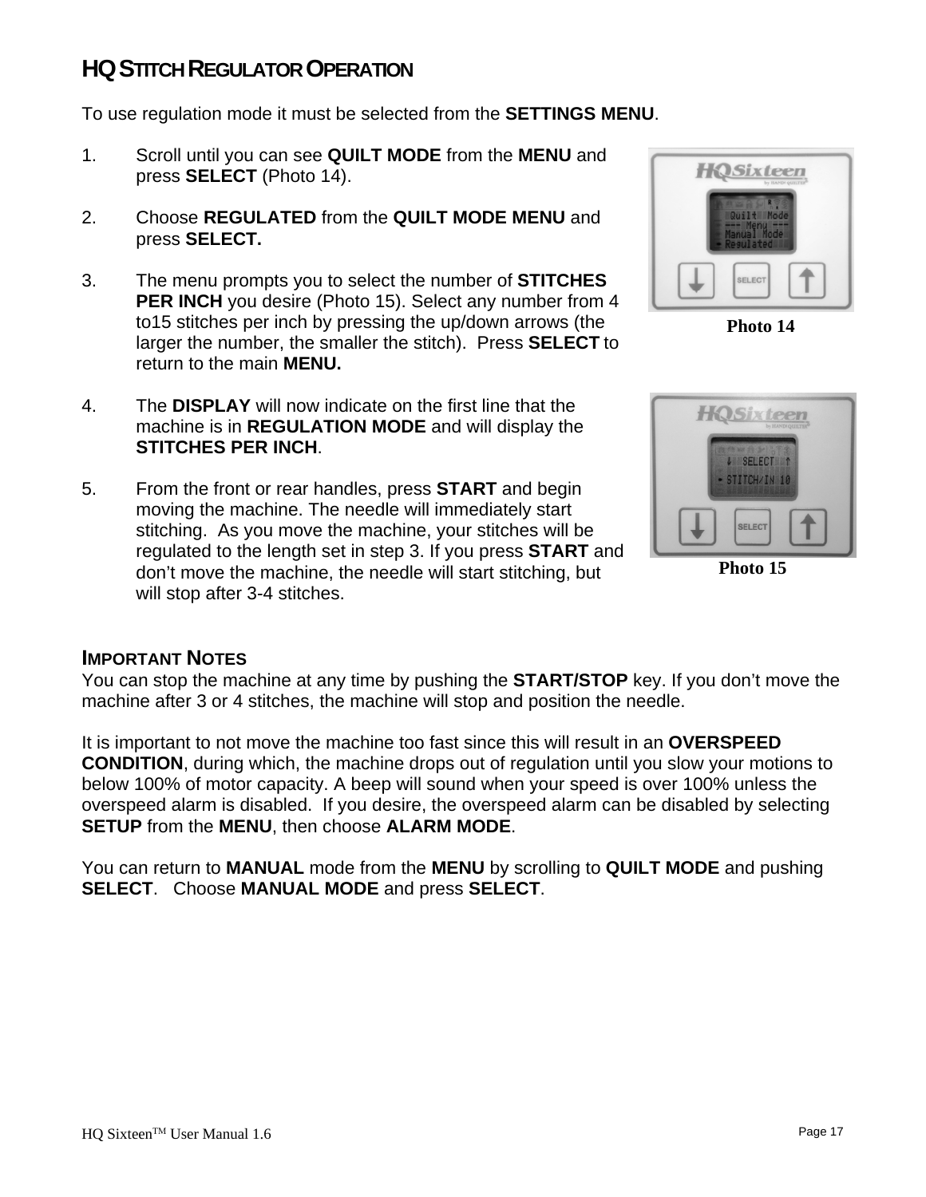## HQ STITCH REGULATOR OPERATION

To use regulation mode it must be selected from the **SETTINGS MENU**.

1. Scroll until you can see **QUILT MODE** from the **MENU** and press **SELECT** (Photo 14).

2. Choose **REGULATED** from the **QUILT MODE MENU** and press **SELECT.**

3. The menu prompts you to select the number of **STITCHES PER INCH** you desire (Photo 15). Select any number from 4 to15 stitches per inch by pressing the up/down arrows (the larger the number, the smaller the stitch). Press **SELECT** to return to the main **MENU.**

4. The **DISPLAY** will now indicate on the first line that the machine is in **REGULATION MODE** and will display the **STITCHES PER INCH**.

5. From the front or rear handles, press **START** and begin moving the machine. The needle will immediately start stitching. As you move the machine, your stitches will be regulated to the length set in step 3. If you press **START** and don't move the machine, the needle will start stitching, but will stop after 3-4 stitches.

**Photo 14**

**Photo 15**

### IMPORTANT NOTES

You can stop the machine at any time by pushing the **START/STOP** key. If you don't move the machine after 3 or 4 stitches, the machine will stop and position the needle.

It is important to not move the machine too fast since this will result in an **OVERSPEED CONDITION**, during which, the machine drops out of regulation until you slow your motions to below 100% of motor capacity. A beep will sound when your speed is over 100% unless the overspeed alarm is disabled. If you desire, the overspeed alarm can be disabled by selecting **SETUP** from the **MENU**, then choose **ALARM MODE**.

You can return to **MANUAL** mode from the **MENU** by scrolling to **QUILT MODE** and pushing **SELECT**. Choose **MANUAL MODE** and press **SELECT**.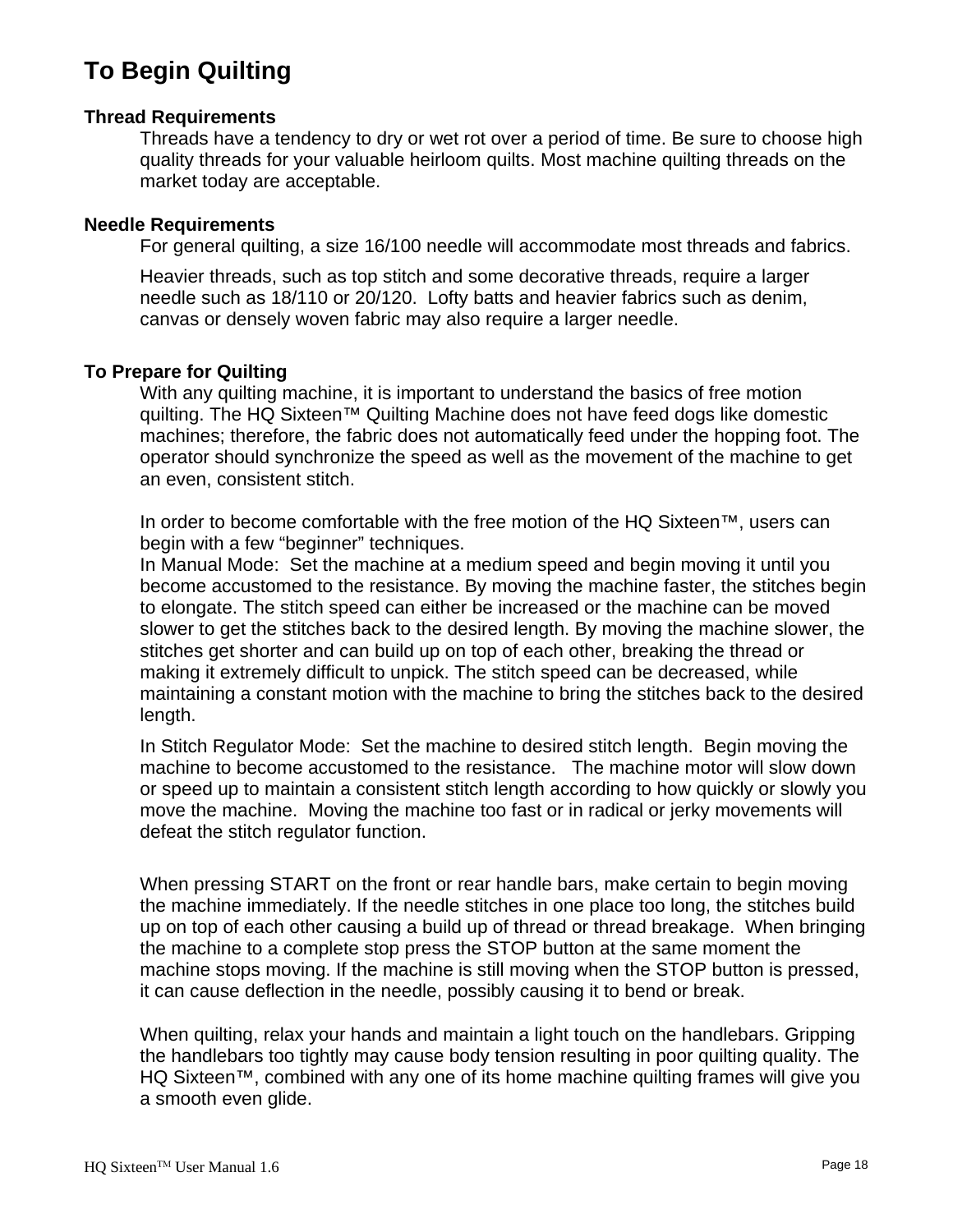# To Begin Quilting

### Thread Requirements

Threads have a tendency to dry or wet rot over a period of time. Be sure to choose high quality threads for your valuable heirloom quilts. Most machine quilting threads on the market today are acceptable.

### Needle Requirements

For general quilting, a size 16/100 needle will accommodate most threads and fabrics.

Heavier threads, such as top stitch and some decorative threads, require a larger needle such as 18/110 or 20/120. Lofty batts and heavier fabrics such as denim, canvas or densely woven fabric may also require a larger needle.

### To Prepare for Quilting

With any quilting machine, it is important to understand the basics of free motion quilting. The HQ Sixteen™ Quilting Machine does not have feed dogs like domestic machines; therefore, the fabric does not automatically feed under the hopping foot. The operator should synchronize the speed as well as the movement of the machine to get an even, consistent stitch.

In order to become comfortable with the free motion of the HQ Sixteen™, users can begin with a few “beginner” techniques.

In Manual Mode: Set the machine at a medium speed and begin moving it until you become accustomed to the resistance. By moving the machine faster, the stitches begin to elongate. The stitch speed can either be increased or the machine can be moved slower to get the stitches back to the desired length. By moving the machine slower, the stitches get shorter and can build up on top of each other, breaking the thread or making it extremely difficult to unpick. The stitch speed can be decreased, while maintaining a constant motion with the machine to bring the stitches back to the desired length.

In Stitch Regulator Mode: Set the machine to desired stitch length. Begin moving the machine to become accustomed to the resistance. The machine motor will slow down or speed up to maintain a consistent stitch length according to how quickly or slowly you move the machine. Moving the machine too fast or in radical or jerky movements will defeat the stitch regulator function.

When pressing START on the front or rear handle bars, make certain to begin moving the machine immediately. If the needle stitches in one place too long, the stitches build up on top of each other causing a build up of thread or thread breakage. When bringing the machine to a complete stop press the STOP button at the same moment the machine stops moving. If the machine is still moving when the STOP button is pressed, it can cause deflection in the needle, possibly causing it to bend or break.

When quilting, relax your hands and maintain a light touch on the handlebars. Gripping the handlebars too tightly may cause body tension resulting in poor quilting quality. The HQ Sixteen™, combined with any one of its home machine quilting frames will give you a smooth even glide.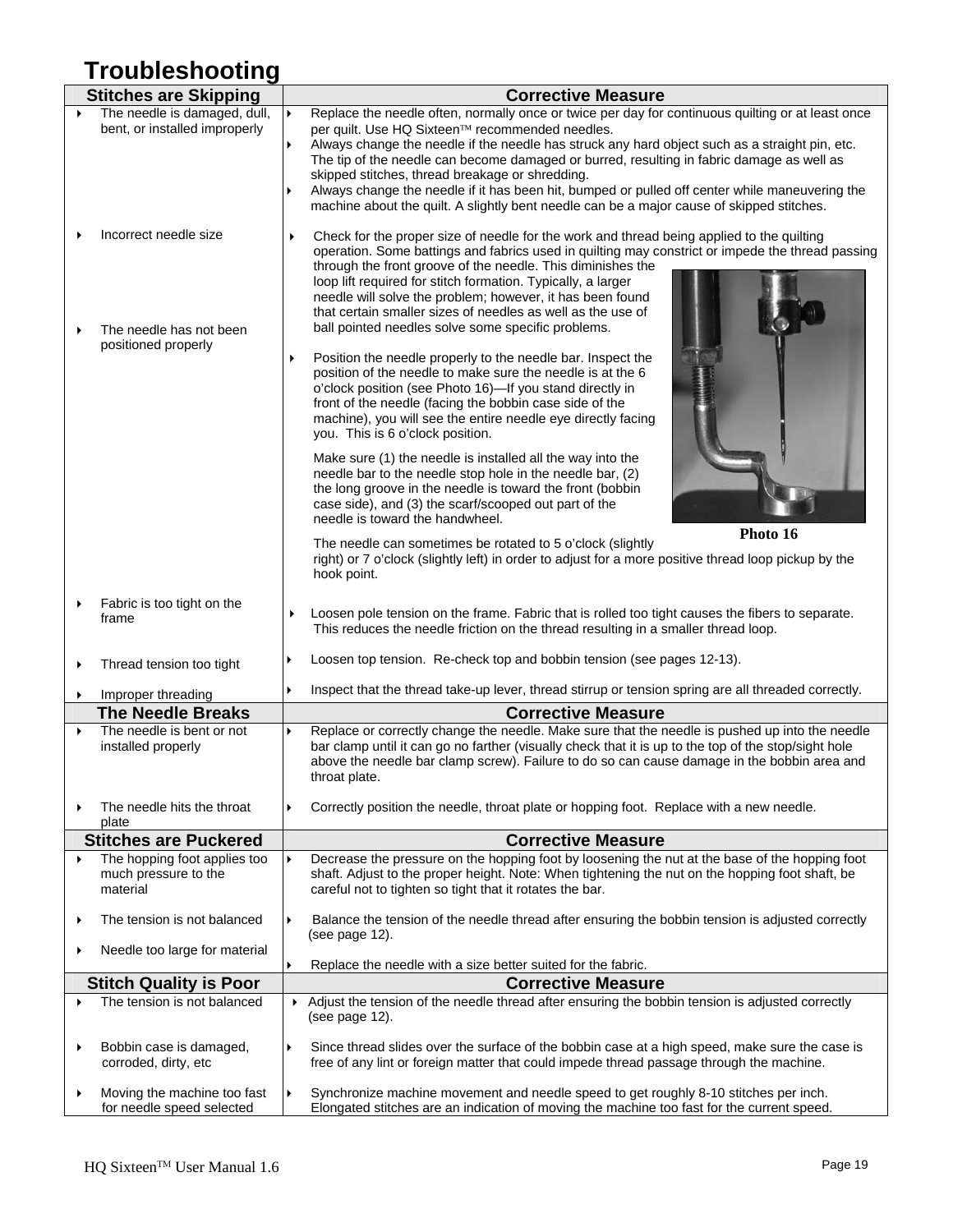# Troubleshooting

| Stitches are Skipping | Corrective Measure |
|---|---|
| ▸ The needle is damaged, dull, bent, or installed improperly | ▸ Replace the needle often, normally once or twice per day for continuous quilting or at least once per quilt. Use HQ Sixteen™ recommended needles.<br>▸ Always change the needle if the needle has struck any hard object such as a straight pin, etc. The tip of the needle can become damaged or burred, resulting in fabric damage as well as skipped stitches, thread breakage or shredding.<br>▸ Always change the needle if it has been hit, bumped or pulled off center while maneuvering the machine about the quilt. A slightly bent needle can be a major cause of skipped stitches. |
| ▸ Incorrect needle size | ▸ Check for the proper size of needle for the work and thread being applied to the quilting operation. Some battings and fabrics used in quilting may constrict or impede the thread passing through the front groove of the needle. This diminishes the loop lift required for stitch formation. Typically, a larger needle will solve the problem; however, it has been found that certain smaller sizes of needles as well as the use of ball pointed needles solve some specific problems. |
| ▸ The needle has not been positioned properly | ▸ Position the needle properly to the needle bar. Inspect the position of the needle to make sure the needle is at the 6 o'clock position (see Photo 16)—If you stand directly in front of the needle (facing the bobbin case side of the machine), you will see the entire needle eye directly facing you. This is 6 o'clock position.<br><br>Make sure (1) the needle is installed all the way into the needle bar to the needle stop hole in the needle bar, (2) the long groove in the needle is toward the front (bobbin case side), and (3) the scarf/scooped out part of the needle is toward the handwheel.<br><br>**Photo 16**<br><br>The needle can sometimes be rotated to 5 o'clock (slightly right) or 7 o'clock (slightly left) in order to adjust for a more positive thread loop pickup by the hook point. |
| ▸ Fabric is too tight on the frame | ▸ Loosen pole tension on the frame. Fabric that is rolled too tight causes the fibers to separate. This reduces the needle friction on the thread resulting in a smaller thread loop. |
| ▸ Thread tension too tight | ▸ Loosen top tension. Re-check top and bobbin tension (see pages 12-13). |
| ▸ Improper threading | ▸ Inspect that the thread take-up lever, thread stirrup or tension spring are all threaded correctly. |
| **The Needle Breaks** | **Corrective Measure** |
| ▸ The needle is bent or not installed properly | ▸ Replace or correctly change the needle. Make sure that the needle is pushed up into the needle bar clamp until it can go no farther (visually check that it is up to the top of the stop/sight hole above the needle bar clamp screw). Failure to do so can cause damage in the bobbin area and throat plate. |
| ▸ The needle hits the throat plate | ▸ Correctly position the needle, throat plate or hopping foot. Replace with a new needle. |
| **Stitches are Puckered** | **Corrective Measure** |
| ▸ The hopping foot applies too much pressure to the material | ▸ Decrease the pressure on the hopping foot by loosening the nut at the base of the hopping foot shaft. Adjust to the proper height. Note: When tightening the nut on the hopping foot shaft, be careful not to tighten so tight that it rotates the bar. |
| ▸ The tension is not balanced | ▸ Balance the tension of the needle thread after ensuring the bobbin tension is adjusted correctly (see page 12). |
| ▸ Needle too large for material | ▸ Replace the needle with a size better suited for the fabric. |
| **Stitch Quality is Poor** | **Corrective Measure** |
| ▸ The tension is not balanced | ▸ Adjust the tension of the needle thread after ensuring the bobbin tension is adjusted correctly (see page 12). |
| ▸ Bobbin case is damaged, corroded, dirty, etc | ▸ Since thread slides over the surface of the bobbin case at a high speed, make sure the case is free of any lint or foreign matter that could impede thread passage through the machine. |
| ▸ Moving the machine too fast for needle speed selected | ▸ Synchronize machine movement and needle speed to get roughly 8-10 stitches per inch. Elongated stitches are an indication of moving the machine too fast for the current speed. |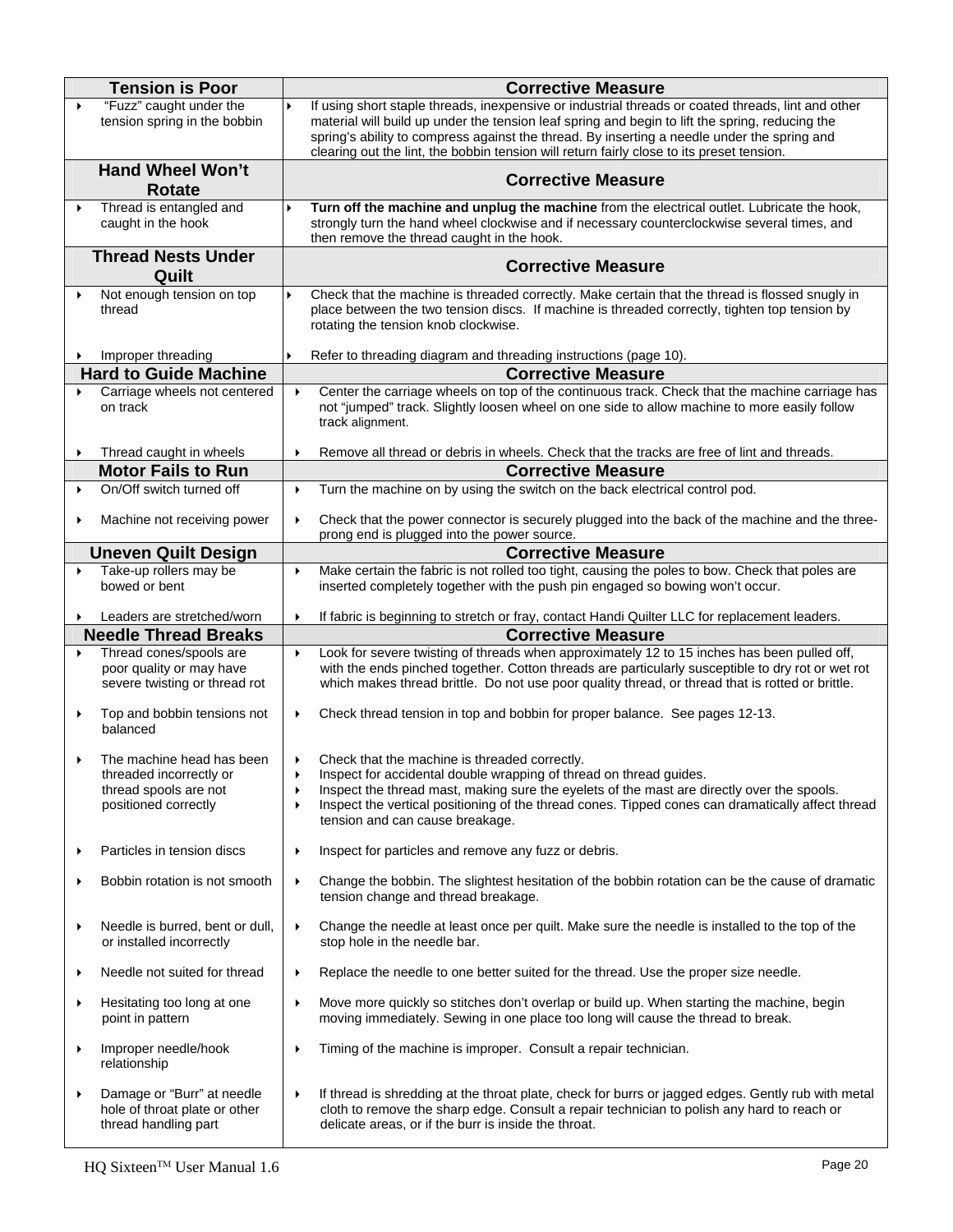| Tension is Poor | Corrective Measure |
|---|---|
| "Fuzz" caught under the tension spring in the bobbin | If using short staple threads, inexpensive or industrial threads or coated threads, lint and other material will build up under the tension leaf spring and begin to lift the spring, reducing the spring's ability to compress against the thread. By inserting a needle under the spring and clearing out the lint, the bobbin tension will return fairly close to its preset tension. |
| **Hand Wheel Won't Rotate** | **Corrective Measure** |
| Thread is entangled and caught in the hook | **Turn off the machine and unplug the machine** from the electrical outlet. Lubricate the hook, strongly turn the hand wheel clockwise and if necessary counterclockwise several times, and then remove the thread caught in the hook. |
| **Thread Nests Under Quilt** | **Corrective Measure** |
| Not enough tension on top thread | Check that the machine is threaded correctly. Make certain that the thread is flossed snugly in place between the two tension discs. If machine is threaded correctly, tighten top tension by rotating the tension knob clockwise. |
| Improper threading | Refer to threading diagram and threading instructions (page 10). |
| **Hard to Guide Machine** | **Corrective Measure** |
| Carriage wheels not centered on track | Center the carriage wheels on top of the continuous track. Check that the machine carriage has not "jumped" track. Slightly loosen wheel on one side to allow machine to more easily follow track alignment. |
| Thread caught in wheels | Remove all thread or debris in wheels. Check that the tracks are free of lint and threads. |
| **Motor Fails to Run** | **Corrective Measure** |
| On/Off switch turned off | Turn the machine on by using the switch on the back electrical control pod. |
| Machine not receiving power | Check that the power connector is securely plugged into the back of the machine and the three-prong end is plugged into the power source. |
| **Uneven Quilt Design** | **Corrective Measure** |
| Take-up rollers may be bowed or bent | Make certain the fabric is not rolled too tight, causing the poles to bow. Check that poles are inserted completely together with the push pin engaged so bowing won't occur. |
| Leaders are stretched/worn | If fabric is beginning to stretch or fray, contact Handi Quilter LLC for replacement leaders. |
| **Needle Thread Breaks** | **Corrective Measure** |
| Thread cones/spools are poor quality or may have severe twisting or thread rot | Look for severe twisting of threads when approximately 12 to 15 inches has been pulled off, with the ends pinched together. Cotton threads are particularly susceptible to dry rot or wet rot which makes thread brittle. Do not use poor quality thread, or thread that is rotted or brittle. |
| Top and bobbin tensions not balanced | Check thread tension in top and bobbin for proper balance. See pages 12-13. |
| The machine head has been threaded incorrectly or thread spools are not positioned correctly | • Check that the machine is threaded correctly.<br>• Inspect for accidental double wrapping of thread on thread guides.<br>• Inspect the thread mast, making sure the eyelets of the mast are directly over the spools.<br>• Inspect the vertical positioning of the thread cones. Tipped cones can dramatically affect thread tension and can cause breakage. |
| Particles in tension discs | Inspect for particles and remove any fuzz or debris. |
| Bobbin rotation is not smooth | Change the bobbin. The slightest hesitation of the bobbin rotation can be the cause of dramatic tension change and thread breakage. |
| Needle is burred, bent or dull, or installed incorrectly | Change the needle at least once per quilt. Make sure the needle is installed to the top of the stop hole in the needle bar. |
| Needle not suited for thread | Replace the needle to one better suited for the thread. Use the proper size needle. |
| Hesitating too long at one point in pattern | Move more quickly so stitches don't overlap or build up. When starting the machine, begin moving immediately. Sewing in one place too long will cause the thread to break. |
| Improper needle/hook relationship | Timing of the machine is improper. Consult a repair technician. |
| Damage or "Burr" at needle hole of throat plate or other thread handling part | If thread is shredding at the throat plate, check for burrs or jagged edges. Gently rub with metal cloth to remove the sharp edge. Consult a repair technician to polish any hard to reach or delicate areas, or if the burr is inside the throat. |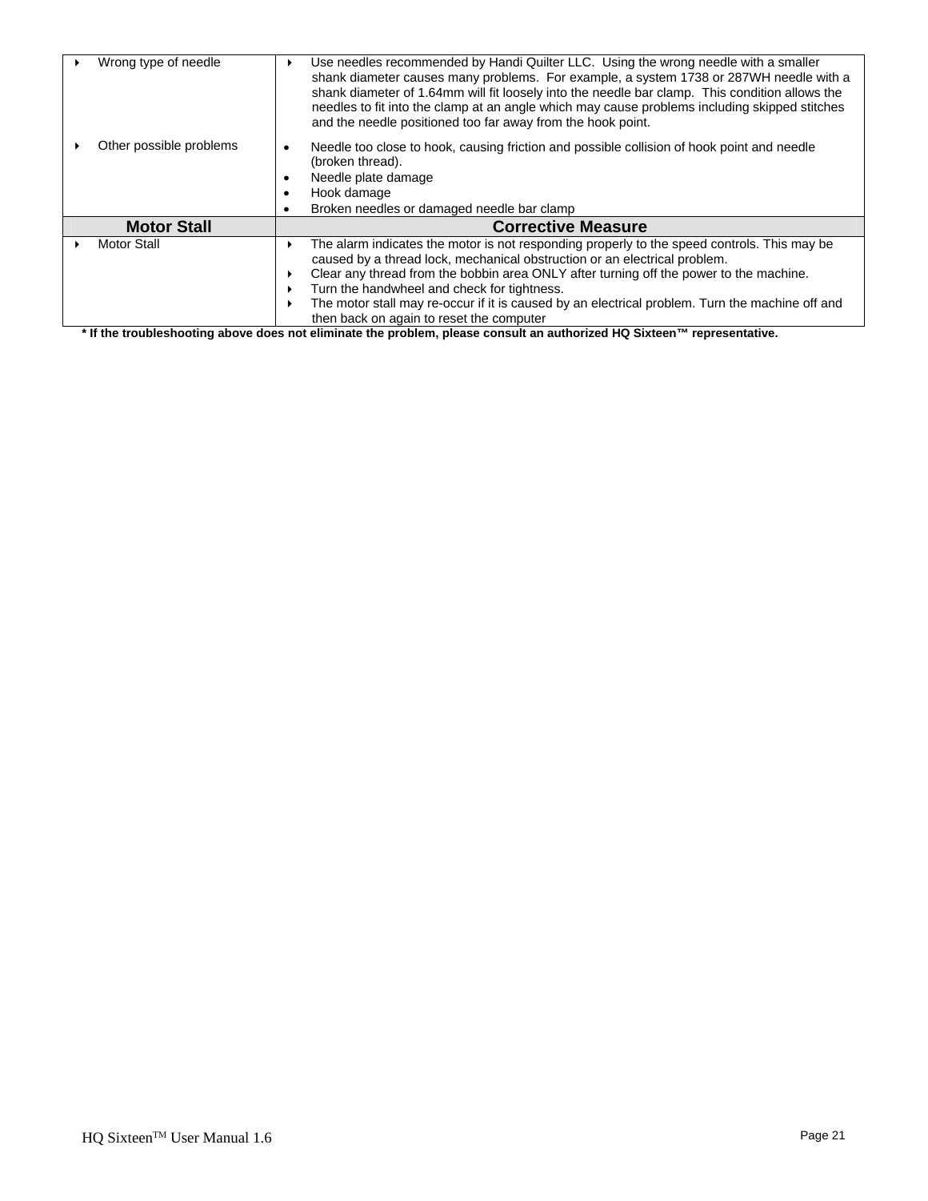| | |
|---|---|
| ‣ Wrong type of needle | ‣ Use needles recommended by Handi Quilter LLC. Using the wrong needle with a smaller shank diameter causes many problems. For example, a system 1738 or 287WH needle with a shank diameter of 1.64mm will fit loosely into the needle bar clamp. This condition allows the needles to fit into the clamp at an angle which may cause problems including skipped stitches and the needle positioned too far away from the hook point. |
| ‣ Other possible problems | • Needle too close to hook, causing friction and possible collision of hook point and needle (broken thread).<br>• Needle plate damage<br>• Hook damage<br>• Broken needles or damaged needle bar clamp |
| **Motor Stall** | **Corrective Measure** |
| ‣ Motor Stall | ‣ The alarm indicates the motor is not responding properly to the speed controls. This may be caused by a thread lock, mechanical obstruction or an electrical problem.<br>‣ Clear any thread from the bobbin area ONLY after turning off the power to the machine.<br>‣ Turn the handwheel and check for tightness.<br>‣ The motor stall may re-occur if it is caused by an electrical problem. Turn the machine off and then back on again to reset the computer |

**\* If the troubleshooting above does not eliminate the problem, please consult an authorized HQ Sixteen™ representative.**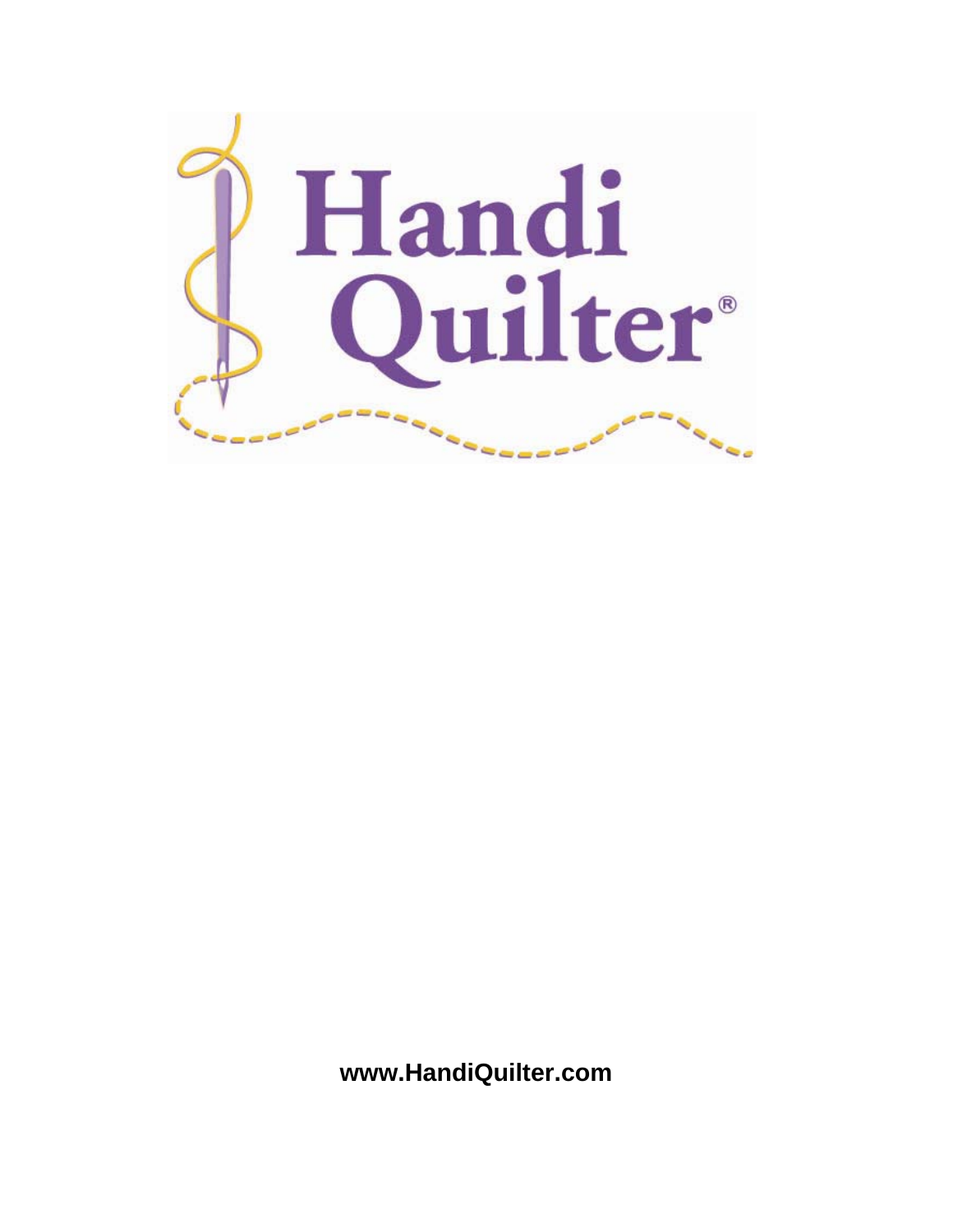Handi Quilter®

**www.HandiQuilter.com**